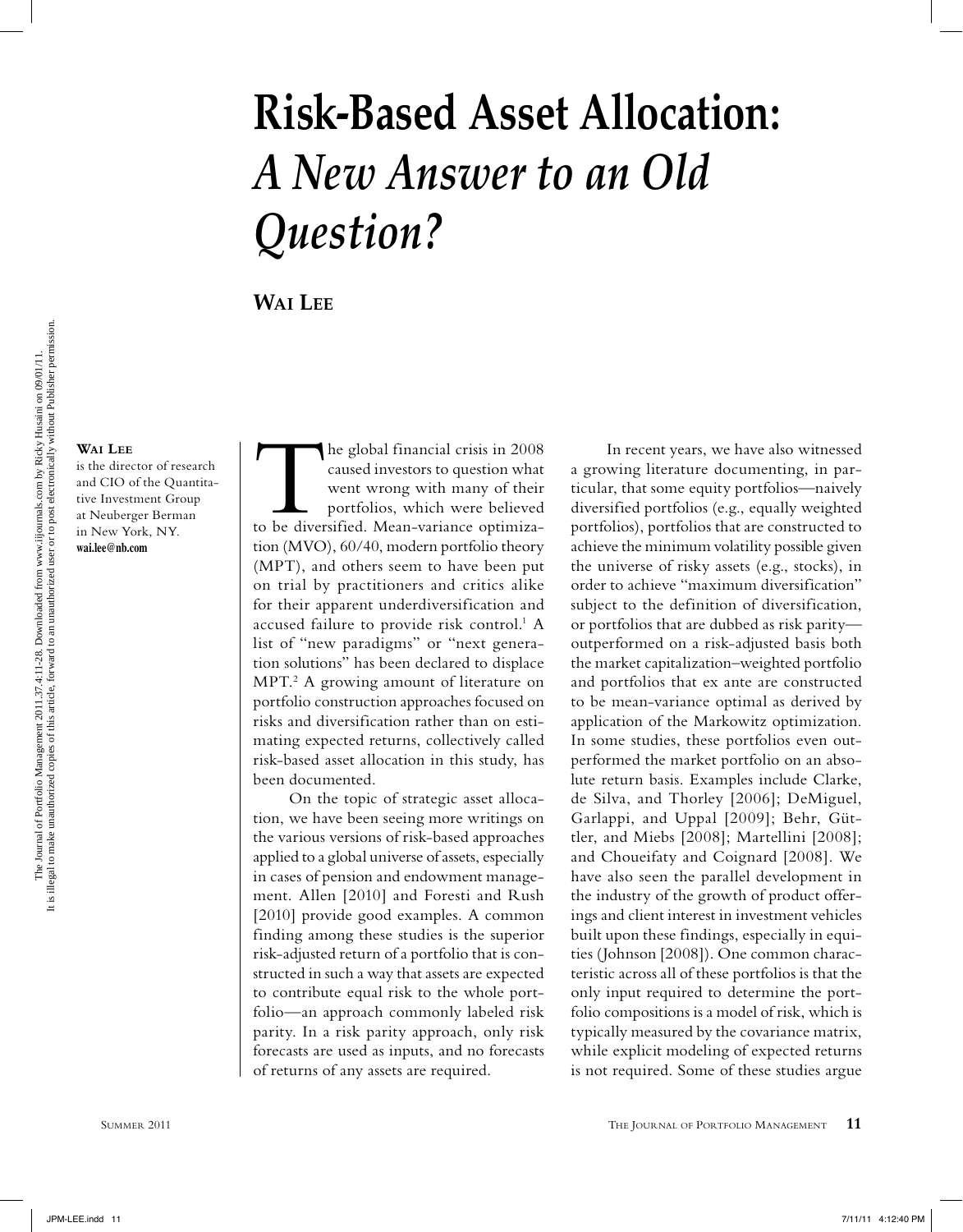# Risk-Based Asset Allocation: *A New Answer to an Old Question?*

**Wai Lee**

**Wai Lee** is the director of research and CIO of the Quantitative Investment Group at Neuberger Berman in New York, NY. **wai.lee@nb.com**

The global financial crisis in 2008 caused investors to question what went wrong with many of their portfolios, which were believed to be diversified. Mean-variance optimization (MVO), 60/40, modern portfolio theory (MPT), and others seem to have been put on trial by practitioners and critics alike for their apparent underdiversification and accused failure to provide risk control.[1] A list of "new paradigms" or "next generation solutions" has been declared to displace MPT.[2] A growing amount of literature on portfolio construction approaches focused on risks and diversification rather than on estimating expected returns, collectively called risk-based asset allocation in this study, has been documented.

On the topic of strategic asset allocation, we have been seeing more writings on the various versions of risk-based approaches applied to a global universe of assets, especially in cases of pension and endowment management. Allen [2010] and Foresti and Rush [2010] provide good examples. A common finding among these studies is the superior risk-adjusted return of a portfolio that is constructed in such a way that assets are expected to contribute equal risk to the whole portfolio—an approach commonly labeled risk parity. In a risk parity approach, only risk forecasts are used as inputs, and no forecasts of returns of any assets are required.

In recent years, we have also witnessed a growing literature documenting, in particular, that some equity portfolios—naively diversified portfolios (e.g., equally weighted portfolios), portfolios that are constructed to achieve the minimum volatility possible given the universe of risky assets (e.g., stocks), in order to achieve "maximum diversification" subject to the definition of diversification, or portfolios that are dubbed as risk parity—outperformed on a risk-adjusted basis both the market capitalization–weighted portfolio and portfolios that ex ante are constructed to be mean-variance optimal as derived by application of the Markowitz optimization. In some studies, these portfolios even outperformed the market portfolio on an absolute return basis. Examples include Clarke, de Silva, and Thorley [2006]; DeMiguel, Garlappi, and Uppal [2009]; Behr, Güttler, and Miebs [2008]; Martellini [2008]; and Choueifaty and Coignard [2008]. We have also seen the parallel development in the industry of the growth of product offerings and client interest in investment vehicles built upon these findings, especially in equities (Johnson [2008]). One common characteristic across all of these portfolios is that the only input required to determine the portfolio compositions is a model of risk, which is typically measured by the covariance matrix, while explicit modeling of expected returns is not required. Some of these studies argue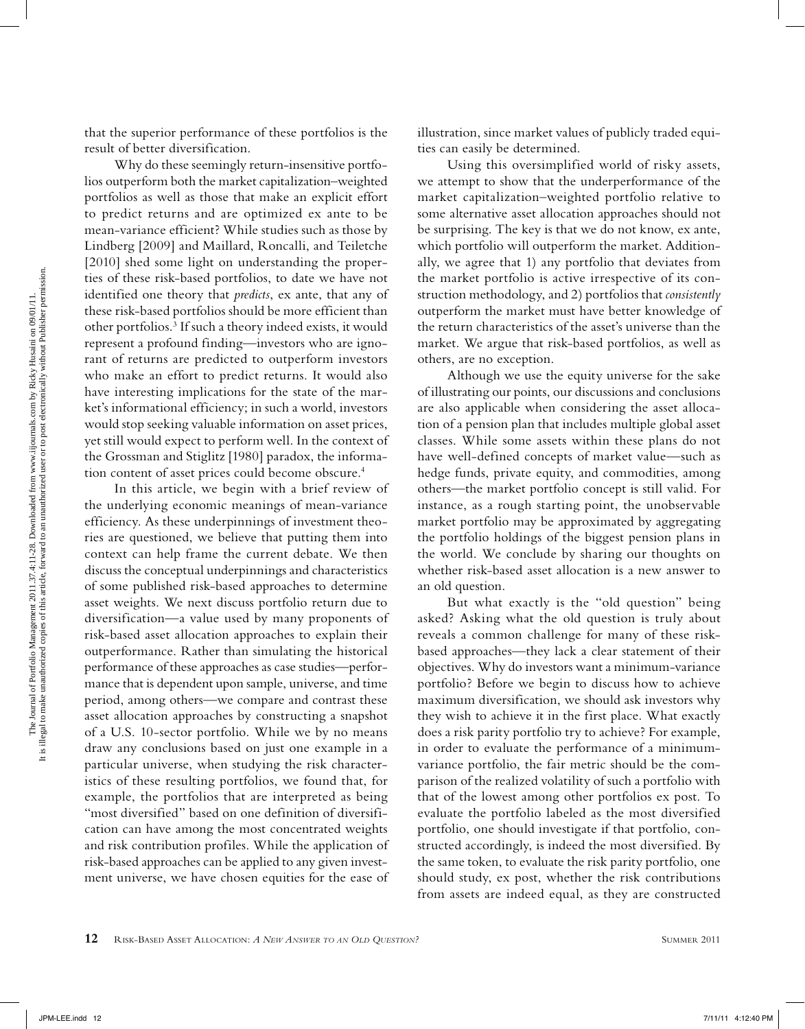that the superior performance of these portfolios is the result of better diversification.

Why do these seemingly return-insensitive portfolios outperform both the market capitalization–weighted portfolios as well as those that make an explicit effort to predict returns and are optimized ex ante to be mean-variance efficient? While studies such as those by Lindberg [2009] and Maillard, Roncalli, and Teiletche [2010] shed some light on understanding the properties of these risk-based portfolios, to date we have not identified one theory that *predicts*, ex ante, that any of these risk-based portfolios should be more efficient than other portfolios.[3] If such a theory indeed exists, it would represent a profound finding—investors who are ignorant of returns are predicted to outperform investors who make an effort to predict returns. It would also have interesting implications for the state of the market's informational efficiency; in such a world, investors would stop seeking valuable information on asset prices, yet still would expect to perform well. In the context of the Grossman and Stiglitz [1980] paradox, the information content of asset prices could become obscure.[4]

In this article, we begin with a brief review of the underlying economic meanings of mean-variance efficiency. As these underpinnings of investment theories are questioned, we believe that putting them into context can help frame the current debate. We then discuss the conceptual underpinnings and characteristics of some published risk-based approaches to determine asset weights. We next discuss portfolio return due to diversification—a value used by many proponents of risk-based asset allocation approaches to explain their outperformance. Rather than simulating the historical performance of these approaches as case studies—performance that is dependent upon sample, universe, and time period, among others—we compare and contrast these asset allocation approaches by constructing a snapshot of a U.S. 10-sector portfolio. While we by no means draw any conclusions based on just one example in a particular universe, when studying the risk characteristics of these resulting portfolios, we found that, for example, the portfolios that are interpreted as being "most diversified" based on one definition of diversification can have among the most concentrated weights and risk contribution profiles. While the application of risk-based approaches can be applied to any given investment universe, we have chosen equities for the ease of illustration, since market values of publicly traded equities can easily be determined.

Using this oversimplified world of risky assets, we attempt to show that the underperformance of the market capitalization–weighted portfolio relative to some alternative asset allocation approaches should not be surprising. The key is that we do not know, ex ante, which portfolio will outperform the market. Additionally, we agree that 1) any portfolio that deviates from the market portfolio is active irrespective of its construction methodology, and 2) portfolios that *consistently* outperform the market must have better knowledge of the return characteristics of the asset's universe than the market. We argue that risk-based portfolios, as well as others, are no exception.

Although we use the equity universe for the sake of illustrating our points, our discussions and conclusions are also applicable when considering the asset allocation of a pension plan that includes multiple global asset classes. While some assets within these plans do not have well-defined concepts of market value—such as hedge funds, private equity, and commodities, among others—the market portfolio concept is still valid. For instance, as a rough starting point, the unobservable market portfolio may be approximated by aggregating the portfolio holdings of the biggest pension plans in the world. We conclude by sharing our thoughts on whether risk-based asset allocation is a new answer to an old question.

But what exactly is the "old question" being asked? Asking what the old question is truly about reveals a common challenge for many of these risk-based approaches—they lack a clear statement of their objectives. Why do investors want a minimum-variance portfolio? Before we begin to discuss how to achieve maximum diversification, we should ask investors why they wish to achieve it in the first place. What exactly does a risk parity portfolio try to achieve? For example, in order to evaluate the performance of a minimum-variance portfolio, the fair metric should be the comparison of the realized volatility of such a portfolio with that of the lowest among other portfolios ex post. To evaluate the portfolio labeled as the most diversified portfolio, one should investigate if that portfolio, constructed accordingly, is indeed the most diversified. By the same token, to evaluate the risk parity portfolio, one should study, ex post, whether the risk contributions from assets are indeed equal, as they are constructed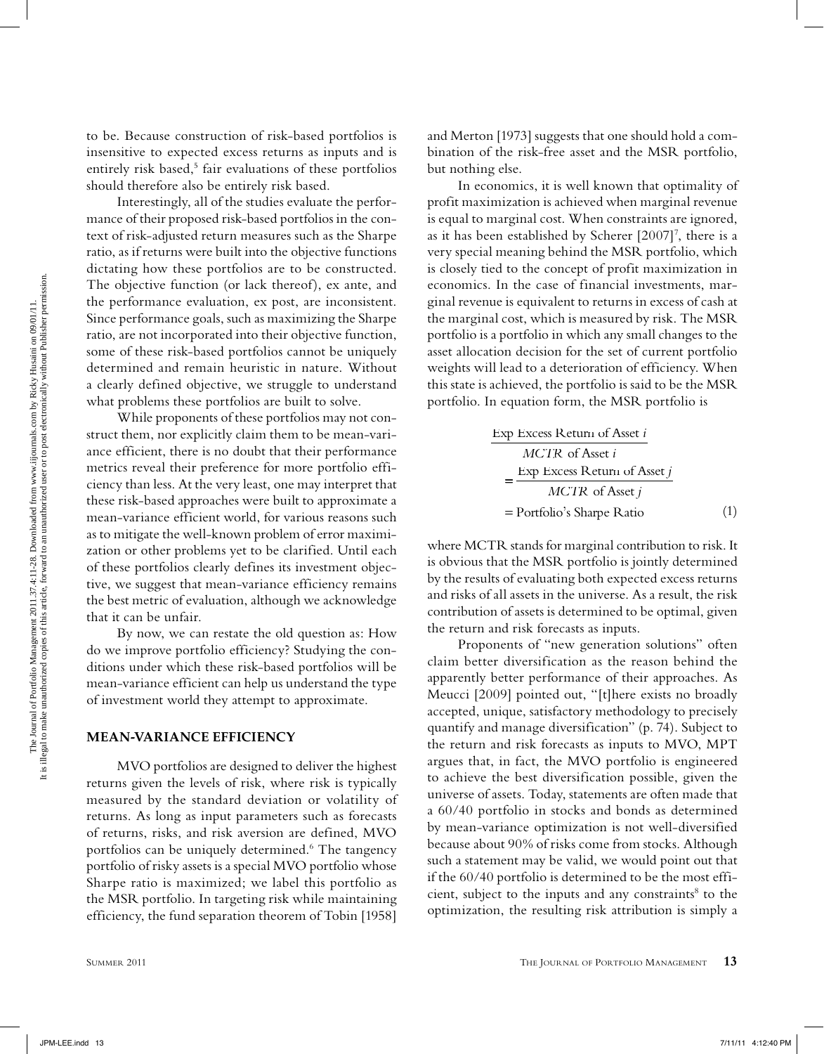to be. Because construction of risk-based portfolios is insensitive to expected excess returns as inputs and is entirely risk based,[5] fair evaluations of these portfolios should therefore also be entirely risk based.

Interestingly, all of the studies evaluate the performance of their proposed risk-based portfolios in the context of risk-adjusted return measures such as the Sharpe ratio, as if returns were built into the objective functions dictating how these portfolios are to be constructed. The objective function (or lack thereof), ex ante, and the performance evaluation, ex post, are inconsistent. Since performance goals, such as maximizing the Sharpe ratio, are not incorporated into their objective function, some of these risk-based portfolios cannot be uniquely determined and remain heuristic in nature. Without a clearly defined objective, we struggle to understand what problems these portfolios are built to solve.

While proponents of these portfolios may not construct them, nor explicitly claim them to be mean-variance efficient, there is no doubt that their performance metrics reveal their preference for more portfolio efficiency than less. At the very least, one may interpret that these risk-based approaches were built to approximate a mean-variance efficient world, for various reasons such as to mitigate the well-known problem of error maximization or other problems yet to be clarified. Until each of these portfolios clearly defines its investment objective, we suggest that mean-variance efficiency remains the best metric of evaluation, although we acknowledge that it can be unfair.

By now, we can restate the old question as: How do we improve portfolio efficiency? Studying the conditions under which these risk-based portfolios will be mean-variance efficient can help us understand the type of investment world they attempt to approximate.

## MEAN-VARIANCE EFFICIENCY

MVO portfolios are designed to deliver the highest returns given the levels of risk, where risk is typically measured by the standard deviation or volatility of returns. As long as input parameters such as forecasts of returns, risks, and risk aversion are defined, MVO portfolios can be uniquely determined.[6] The tangency portfolio of risky assets is a special MVO portfolio whose Sharpe ratio is maximized; we label this portfolio as the MSR portfolio. In targeting risk while maintaining efficiency, the fund separation theorem of Tobin [1958] and Merton [1973] suggests that one should hold a combination of the risk-free asset and the MSR portfolio, but nothing else.

In economics, it is well known that optimality of profit maximization is achieved when marginal revenue is equal to marginal cost. When constraints are ignored, as it has been established by Scherer [2007][7], there is a very special meaning behind the MSR portfolio, which is closely tied to the concept of profit maximization in economics. In the case of financial investments, marginal revenue is equivalent to returns in excess of cash at the marginal cost, which is measured by risk. The MSR portfolio is a portfolio in which any small changes to the asset allocation decision for the set of current portfolio weights will lead to a deterioration of efficiency. When this state is achieved, the portfolio is said to be the MSR portfolio. In equation form, the MSR portfolio is

$$\begin{aligned}
&\frac{\text{Exp Excess Return of Asset } i}{MCTR \text{ of Asset } i} \\
&= \frac{\text{Exp Excess Return of Asset } j}{MCTR \text{ of Asset } j} \\
&= \text{Portfolio's Sharpe Ratio}
\end{aligned} \tag{1}$$

where MCTR stands for marginal contribution to risk. It is obvious that the MSR portfolio is jointly determined by the results of evaluating both expected excess returns and risks of all assets in the universe. As a result, the risk contribution of assets is determined to be optimal, given the return and risk forecasts as inputs.

Proponents of "new generation solutions" often claim better diversification as the reason behind the apparently better performance of their approaches. As Meucci [2009] pointed out, "[t]here exists no broadly accepted, unique, satisfactory methodology to precisely quantify and manage diversification" (p. 74). Subject to the return and risk forecasts as inputs to MVO, MPT argues that, in fact, the MVO portfolio is engineered to achieve the best diversification possible, given the universe of assets. Today, statements are often made that a 60/40 portfolio in stocks and bonds as determined by mean-variance optimization is not well-diversified because about 90% of risks come from stocks. Although such a statement may be valid, we would point out that if the 60/40 portfolio is determined to be the most efficient, subject to the inputs and any constraints[8] to the optimization, the resulting risk attribution is simply a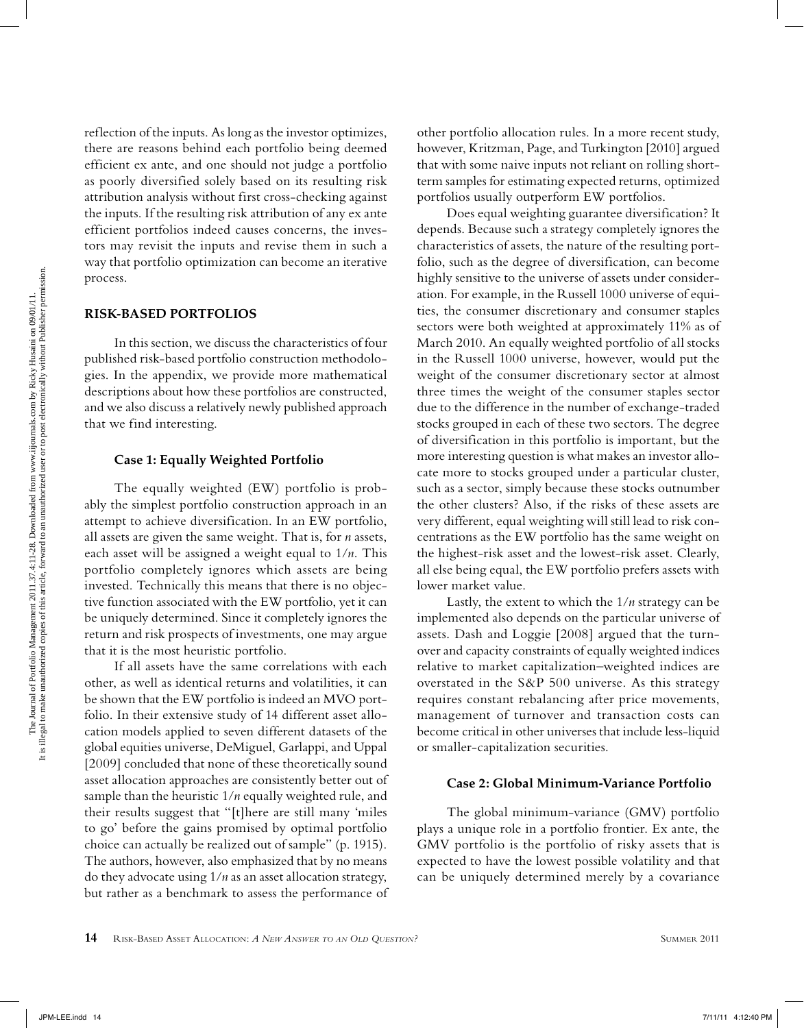reflection of the inputs. As long as the investor optimizes, there are reasons behind each portfolio being deemed efficient ex ante, and one should not judge a portfolio as poorly diversified solely based on its resulting risk attribution analysis without first cross-checking against the inputs. If the resulting risk attribution of any ex ante efficient portfolios indeed causes concerns, the investors may revisit the inputs and revise them in such a way that portfolio optimization can become an iterative process.

## RISK-BASED PORTFOLIOS

In this section, we discuss the characteristics of four published risk-based portfolio construction methodologies. In the appendix, we provide more mathematical descriptions about how these portfolios are constructed, and we also discuss a relatively newly published approach that we find interesting.

### Case 1: Equally Weighted Portfolio

The equally weighted (EW) portfolio is probably the simplest portfolio construction approach in an attempt to achieve diversification. In an EW portfolio, all assets are given the same weight. That is, for $n$ assets, each asset will be assigned a weight equal to $1/n$. This portfolio completely ignores which assets are being invested. Technically this means that there is no objective function associated with the EW portfolio, yet it can be uniquely determined. Since it completely ignores the return and risk prospects of investments, one may argue that it is the most heuristic portfolio.

If all assets have the same correlations with each other, as well as identical returns and volatilities, it can be shown that the EW portfolio is indeed an MVO portfolio. In their extensive study of 14 different asset allocation models applied to seven different datasets of the global equities universe, DeMiguel, Garlappi, and Uppal [2009] concluded that none of these theoretically sound asset allocation approaches are consistently better out of sample than the heuristic $1/n$ equally weighted rule, and their results suggest that "[t]here are still many 'miles to go' before the gains promised by optimal portfolio choice can actually be realized out of sample" (p. 1915). The authors, however, also emphasized that by no means do they advocate using $1/n$ as an asset allocation strategy, but rather as a benchmark to assess the performance of other portfolio allocation rules. In a more recent study, however, Kritzman, Page, and Turkington [2010] argued that with some naive inputs not reliant on rolling short-term samples for estimating expected returns, optimized portfolios usually outperform EW portfolios.

Does equal weighting guarantee diversification? It depends. Because such a strategy completely ignores the characteristics of assets, the nature of the resulting portfolio, such as the degree of diversification, can become highly sensitive to the universe of assets under consideration. For example, in the Russell 1000 universe of equities, the consumer discretionary and consumer staples sectors were both weighted at approximately 11% as of March 2010. An equally weighted portfolio of all stocks in the Russell 1000 universe, however, would put the weight of the consumer discretionary sector at almost three times the weight of the consumer staples sector due to the difference in the number of exchange-traded stocks grouped in each of these two sectors. The degree of diversification in this portfolio is important, but the more interesting question is what makes an investor allocate more to stocks grouped under a particular cluster, such as a sector, simply because these stocks outnumber the other clusters? Also, if the risks of these assets are very different, equal weighting will still lead to risk concentrations as the EW portfolio has the same weight on the highest-risk asset and the lowest-risk asset. Clearly, all else being equal, the EW portfolio prefers assets with lower market value.

Lastly, the extent to which the $1/n$ strategy can be implemented also depends on the particular universe of assets. Dash and Loggie [2008] argued that the turnover and capacity constraints of equally weighted indices relative to market capitalization–weighted indices are overstated in the S&P 500 universe. As this strategy requires constant rebalancing after price movements, management of turnover and transaction costs can become critical in other universes that include less-liquid or smaller-capitalization securities.

### Case 2: Global Minimum-Variance Portfolio

The global minimum-variance (GMV) portfolio plays a unique role in a portfolio frontier. Ex ante, the GMV portfolio is the portfolio of risky assets that is expected to have the lowest possible volatility and that can be uniquely determined merely by a covariance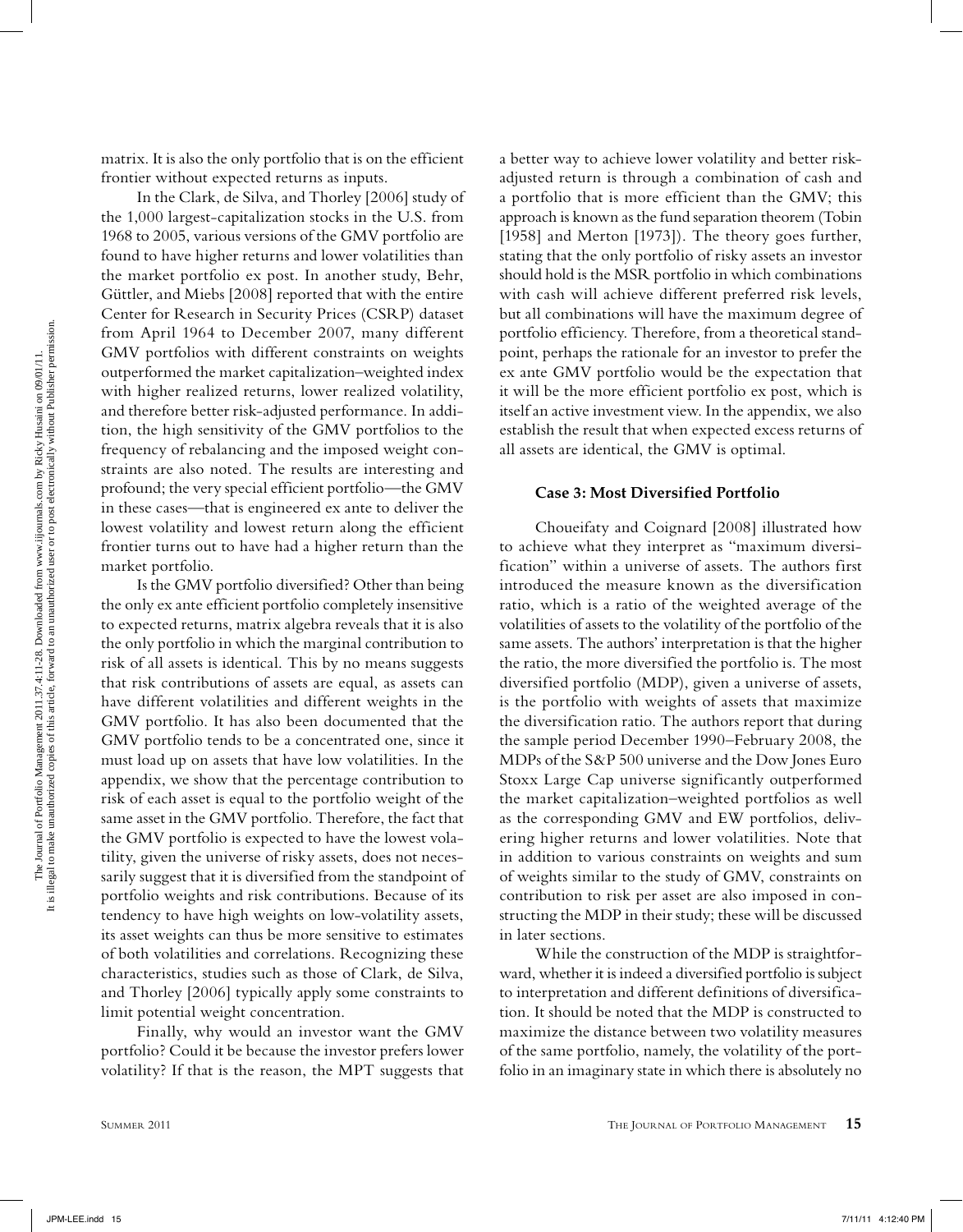matrix. It is also the only portfolio that is on the efficient frontier without expected returns as inputs.

In the Clark, de Silva, and Thorley [2006] study of the 1,000 largest-capitalization stocks in the U.S. from 1968 to 2005, various versions of the GMV portfolio are found to have higher returns and lower volatilities than the market portfolio ex post. In another study, Behr, Güttler, and Miebs [2008] reported that with the entire Center for Research in Security Prices (CSRP) dataset from April 1964 to December 2007, many different GMV portfolios with different constraints on weights outperformed the market capitalization–weighted index with higher realized returns, lower realized volatility, and therefore better risk-adjusted performance. In addition, the high sensitivity of the GMV portfolios to the frequency of rebalancing and the imposed weight constraints are also noted. The results are interesting and profound; the very special efficient portfolio—the GMV in these cases—that is engineered ex ante to deliver the lowest volatility and lowest return along the efficient frontier turns out to have had a higher return than the market portfolio.

Is the GMV portfolio diversified? Other than being the only ex ante efficient portfolio completely insensitive to expected returns, matrix algebra reveals that it is also the only portfolio in which the marginal contribution to risk of all assets is identical. This by no means suggests that risk contributions of assets are equal, as assets can have different volatilities and different weights in the GMV portfolio. It has also been documented that the GMV portfolio tends to be a concentrated one, since it must load up on assets that have low volatilities. In the appendix, we show that the percentage contribution to risk of each asset is equal to the portfolio weight of the same asset in the GMV portfolio. Therefore, the fact that the GMV portfolio is expected to have the lowest volatility, given the universe of risky assets, does not necessarily suggest that it is diversified from the standpoint of portfolio weights and risk contributions. Because of its tendency to have high weights on low-volatility assets, its asset weights can thus be more sensitive to estimates of both volatilities and correlations. Recognizing these characteristics, studies such as those of Clark, de Silva, and Thorley [2006] typically apply some constraints to limit potential weight concentration.

Finally, why would an investor want the GMV portfolio? Could it be because the investor prefers lower volatility? If that is the reason, the MPT suggests that a better way to achieve lower volatility and better risk-adjusted return is through a combination of cash and a portfolio that is more efficient than the GMV; this approach is known as the fund separation theorem (Tobin [1958] and Merton [1973]). The theory goes further, stating that the only portfolio of risky assets an investor should hold is the MSR portfolio in which combinations with cash will achieve different preferred risk levels, but all combinations will have the maximum degree of portfolio efficiency. Therefore, from a theoretical standpoint, perhaps the rationale for an investor to prefer the ex ante GMV portfolio would be the expectation that it will be the more efficient portfolio ex post, which is itself an active investment view. In the appendix, we also establish the result that when expected excess returns of all assets are identical, the GMV is optimal.

### Case 3: Most Diversified Portfolio

Choueifaty and Coignard [2008] illustrated how to achieve what they interpret as "maximum diversification" within a universe of assets. The authors first introduced the measure known as the diversification ratio, which is a ratio of the weighted average of the volatilities of assets to the volatility of the portfolio of the same assets. The authors' interpretation is that the higher the ratio, the more diversified the portfolio is. The most diversified portfolio (MDP), given a universe of assets, is the portfolio with weights of assets that maximize the diversification ratio. The authors report that during the sample period December 1990–February 2008, the MDPs of the S&P 500 universe and the Dow Jones Euro Stoxx Large Cap universe significantly outperformed the market capitalization–weighted portfolios as well as the corresponding GMV and EW portfolios, delivering higher returns and lower volatilities. Note that in addition to various constraints on weights and sum of weights similar to the study of GMV, constraints on contribution to risk per asset are also imposed in constructing the MDP in their study; these will be discussed in later sections.

While the construction of the MDP is straightforward, whether it is indeed a diversified portfolio is subject to interpretation and different definitions of diversification. It should be noted that the MDP is constructed to maximize the distance between two volatility measures of the same portfolio, namely, the volatility of the portfolio in an imaginary state in which there is absolutely no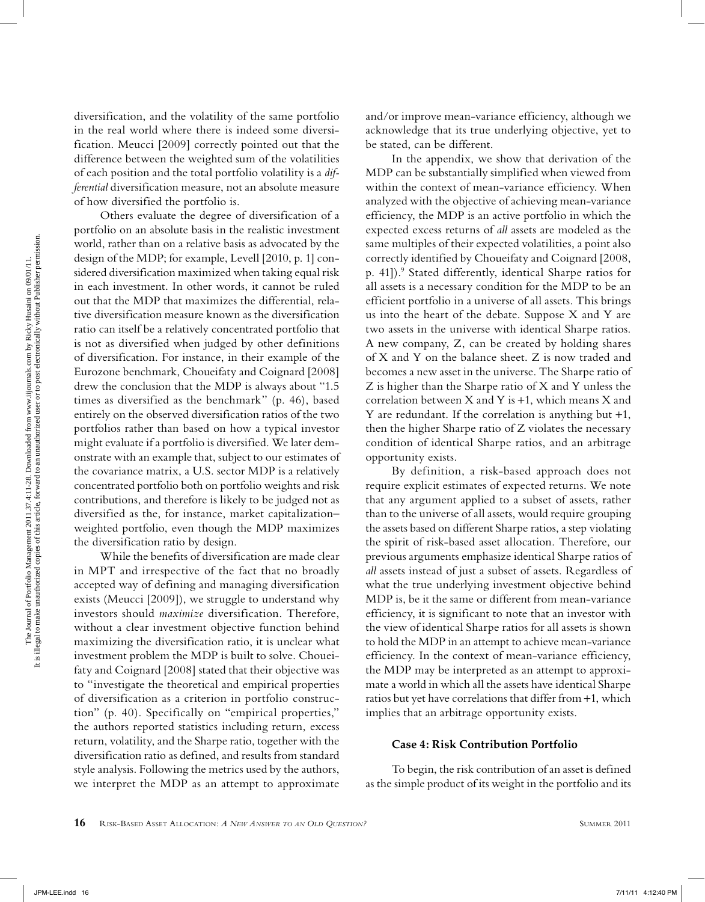diversification, and the volatility of the same portfolio in the real world where there is indeed some diversification. Meucci [2009] correctly pointed out that the difference between the weighted sum of the volatilities of each position and the total portfolio volatility is a *differential* diversification measure, not an absolute measure of how diversified the portfolio is.

Others evaluate the degree of diversification of a portfolio on an absolute basis in the realistic investment world, rather than on a relative basis as advocated by the design of the MDP; for example, Levell [2010, p. 1] considered diversification maximized when taking equal risk in each investment. In other words, it cannot be ruled out that the MDP that maximizes the differential, relative diversification measure known as the diversification ratio can itself be a relatively concentrated portfolio that is not as diversified when judged by other definitions of diversification. For instance, in their example of the Eurozone benchmark, Choueifaty and Coignard [2008] drew the conclusion that the MDP is always about "1.5 times as diversified as the benchmark" (p. 46), based entirely on the observed diversification ratios of the two portfolios rather than based on how a typical investor might evaluate if a portfolio is diversified. We later demonstrate with an example that, subject to our estimates of the covariance matrix, a U.S. sector MDP is a relatively concentrated portfolio both on portfolio weights and risk contributions, and therefore is likely to be judged not as diversified as the, for instance, market capitalization–weighted portfolio, even though the MDP maximizes the diversification ratio by design.

While the benefits of diversification are made clear in MPT and irrespective of the fact that no broadly accepted way of defining and managing diversification exists (Meucci [2009]), we struggle to understand why investors should *maximize* diversification. Therefore, without a clear investment objective function behind maximizing the diversification ratio, it is unclear what investment problem the MDP is built to solve. Choueifaty and Coignard [2008] stated that their objective was to "investigate the theoretical and empirical properties of diversification as a criterion in portfolio construction" (p. 40). Specifically on "empirical properties," the authors reported statistics including return, excess return, volatility, and the Sharpe ratio, together with the diversification ratio as defined, and results from standard style analysis. Following the metrics used by the authors, we interpret the MDP as an attempt to approximate and/or improve mean-variance efficiency, although we acknowledge that its true underlying objective, yet to be stated, can be different.

In the appendix, we show that derivation of the MDP can be substantially simplified when viewed from within the context of mean-variance efficiency. When analyzed with the objective of achieving mean-variance efficiency, the MDP is an active portfolio in which the expected excess returns of *all* assets are modeled as the same multiples of their expected volatilities, a point also correctly identified by Choueifaty and Coignard [2008, p. 41]).[9] Stated differently, identical Sharpe ratios for all assets is a necessary condition for the MDP to be an efficient portfolio in a universe of all assets. This brings us into the heart of the debate. Suppose X and Y are two assets in the universe with identical Sharpe ratios. A new company, Z, can be created by holding shares of X and Y on the balance sheet. Z is now traded and becomes a new asset in the universe. The Sharpe ratio of Z is higher than the Sharpe ratio of X and Y unless the correlation between X and Y is +1, which means X and Y are redundant. If the correlation is anything but +1, then the higher Sharpe ratio of Z violates the necessary condition of identical Sharpe ratios, and an arbitrage opportunity exists.

By definition, a risk-based approach does not require explicit estimates of expected returns. We note that any argument applied to a subset of assets, rather than to the universe of all assets, would require grouping the assets based on different Sharpe ratios, a step violating the spirit of risk-based asset allocation. Therefore, our previous arguments emphasize identical Sharpe ratios of *all* assets instead of just a subset of assets. Regardless of what the true underlying investment objective behind MDP is, be it the same or different from mean-variance efficiency, it is significant to note that an investor with the view of identical Sharpe ratios for all assets is shown to hold the MDP in an attempt to achieve mean-variance efficiency. In the context of mean-variance efficiency, the MDP may be interpreted as an attempt to approximate a world in which all the assets have identical Sharpe ratios but yet have correlations that differ from +1, which implies that an arbitrage opportunity exists.

### Case 4: Risk Contribution Portfolio

To begin, the risk contribution of an asset is defined as the simple product of its weight in the portfolio and its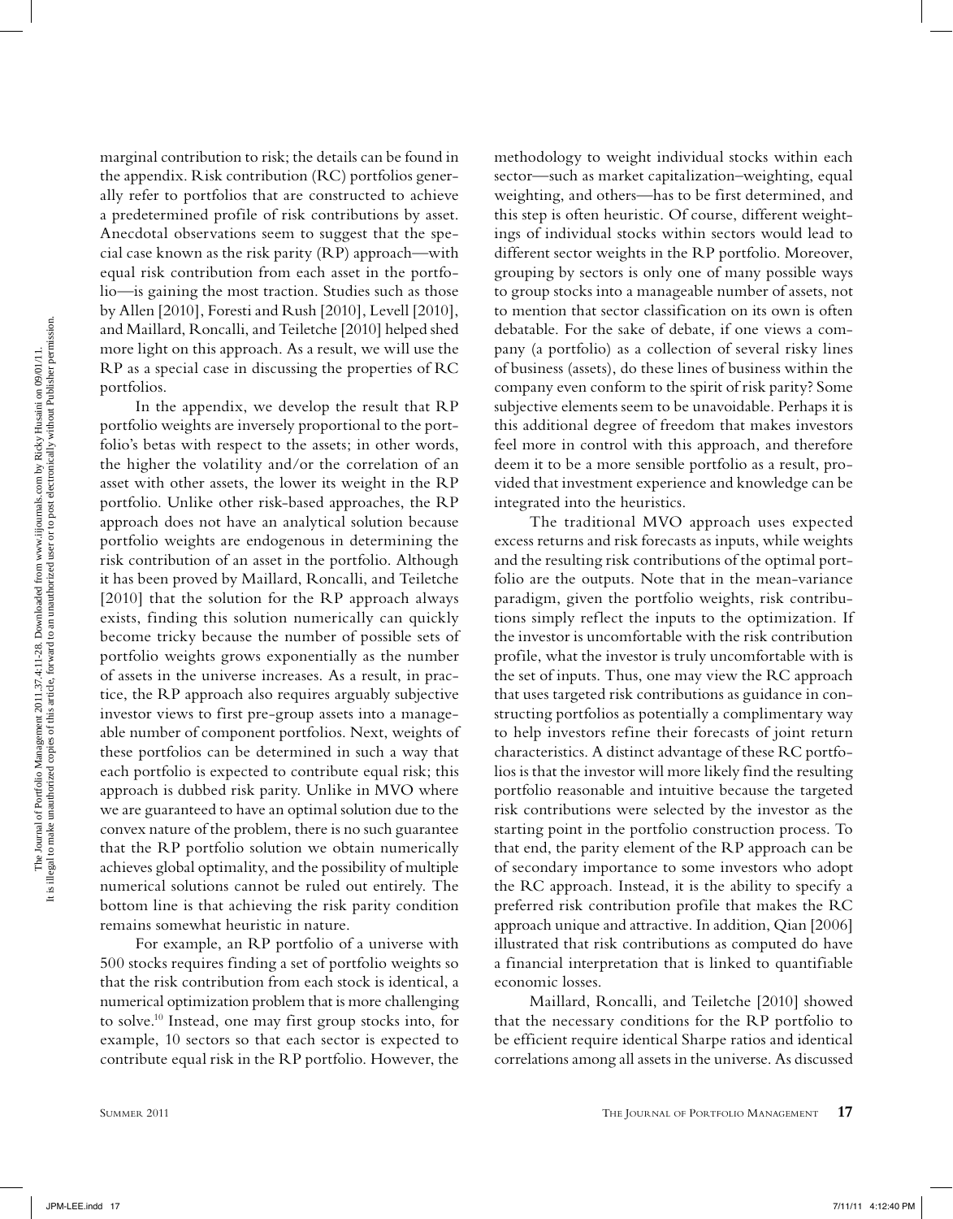marginal contribution to risk; the details can be found in the appendix. Risk contribution (RC) portfolios generally refer to portfolios that are constructed to achieve a predetermined profile of risk contributions by asset. Anecdotal observations seem to suggest that the special case known as the risk parity (RP) approach—with equal risk contribution from each asset in the portfolio—is gaining the most traction. Studies such as those by Allen [2010], Foresti and Rush [2010], Levell [2010], and Maillard, Roncalli, and Teiletche [2010] helped shed more light on this approach. As a result, we will use the RP as a special case in discussing the properties of RC portfolios.

In the appendix, we develop the result that RP portfolio weights are inversely proportional to the portfolio's betas with respect to the assets; in other words, the higher the volatility and/or the correlation of an asset with other assets, the lower its weight in the RP portfolio. Unlike other risk-based approaches, the RP approach does not have an analytical solution because portfolio weights are endogenous in determining the risk contribution of an asset in the portfolio. Although it has been proved by Maillard, Roncalli, and Teiletche [2010] that the solution for the RP approach always exists, finding this solution numerically can quickly become tricky because the number of possible sets of portfolio weights grows exponentially as the number of assets in the universe increases. As a result, in practice, the RP approach also requires arguably subjective investor views to first pre-group assets into a manageable number of component portfolios. Next, weights of these portfolios can be determined in such a way that each portfolio is expected to contribute equal risk; this approach is dubbed risk parity. Unlike in MVO where we are guaranteed to have an optimal solution due to the convex nature of the problem, there is no such guarantee that the RP portfolio solution we obtain numerically achieves global optimality, and the possibility of multiple numerical solutions cannot be ruled out entirely. The bottom line is that achieving the risk parity condition remains somewhat heuristic in nature.

For example, an RP portfolio of a universe with 500 stocks requires finding a set of portfolio weights so that the risk contribution from each stock is identical, a numerical optimization problem that is more challenging to solve.[10] Instead, one may first group stocks into, for example, 10 sectors so that each sector is expected to contribute equal risk in the RP portfolio. However, the methodology to weight individual stocks within each sector—such as market capitalization–weighting, equal weighting, and others—has to be first determined, and this step is often heuristic. Of course, different weightings of individual stocks within sectors would lead to different sector weights in the RP portfolio. Moreover, grouping by sectors is only one of many possible ways to group stocks into a manageable number of assets, not to mention that sector classification on its own is often debatable. For the sake of debate, if one views a company (a portfolio) as a collection of several risky lines of business (assets), do these lines of business within the company even conform to the spirit of risk parity? Some subjective elements seem to be unavoidable. Perhaps it is this additional degree of freedom that makes investors feel more in control with this approach, and therefore deem it to be a more sensible portfolio as a result, provided that investment experience and knowledge can be integrated into the heuristics.

The traditional MVO approach uses expected excess returns and risk forecasts as inputs, while weights and the resulting risk contributions of the optimal portfolio are the outputs. Note that in the mean-variance paradigm, given the portfolio weights, risk contributions simply reflect the inputs to the optimization. If the investor is uncomfortable with the risk contribution profile, what the investor is truly uncomfortable with is the set of inputs. Thus, one may view the RC approach that uses targeted risk contributions as guidance in constructing portfolios as potentially a complimentary way to help investors refine their forecasts of joint return characteristics. A distinct advantage of these RC portfolios is that the investor will more likely find the resulting portfolio reasonable and intuitive because the targeted risk contributions were selected by the investor as the starting point in the portfolio construction process. To that end, the parity element of the RP approach can be of secondary importance to some investors who adopt the RC approach. Instead, it is the ability to specify a preferred risk contribution profile that makes the RC approach unique and attractive. In addition, Qian [2006] illustrated that risk contributions as computed do have a financial interpretation that is linked to quantifiable economic losses.

Maillard, Roncalli, and Teiletche [2010] showed that the necessary conditions for the RP portfolio to be efficient require identical Sharpe ratios and identical correlations among all assets in the universe. As discussed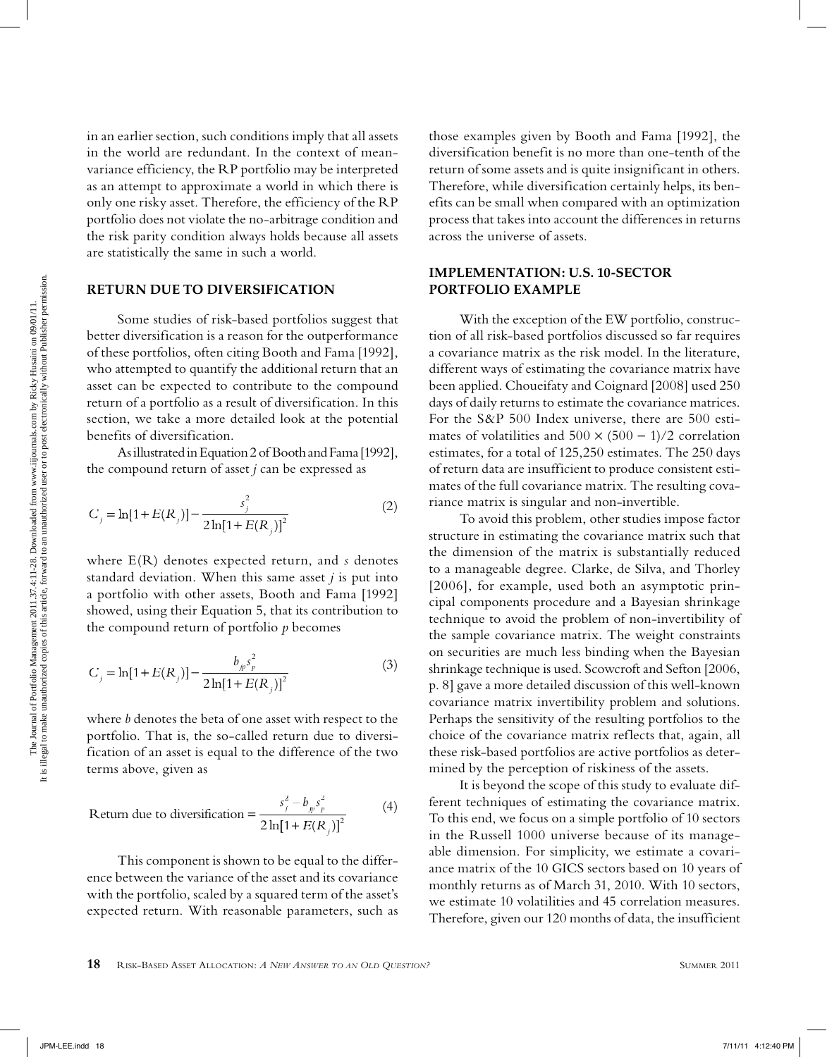in an earlier section, such conditions imply that all assets in the world are redundant. In the context of mean-variance efficiency, the RP portfolio may be interpreted as an attempt to approximate a world in which there is only one risky asset. Therefore, the efficiency of the RP portfolio does not violate the no-arbitrage condition and the risk parity condition always holds because all assets are statistically the same in such a world.

## RETURN DUE TO DIVERSIFICATION

Some studies of risk-based portfolios suggest that better diversification is a reason for the outperformance of these portfolios, often citing Booth and Fama [1992], who attempted to quantify the additional return that an asset can be expected to contribute to the compound return of a portfolio as a result of diversification. In this section, we take a more detailed look at the potential benefits of diversification.

As illustrated in Equation 2 of Booth and Fama [1992], the compound return of asset $j$ can be expressed as

$$C_j = \ln[1+E(R_j)] - \frac{s_j^2}{2\ln[1+E(R_j)]^2} \tag{2}$$

where E(R) denotes expected return, and $s$ denotes standard deviation. When this same asset $j$ is put into a portfolio with other assets, Booth and Fama [1992] showed, using their Equation 5, that its contribution to the compound return of portfolio $p$ becomes

$$C_j = \ln[1+E(R_j)] - \frac{b_{jp}s_p^2}{2\ln[1+E(R_j)]^2} \tag{3}$$

where $b$ denotes the beta of one asset with respect to the portfolio. That is, the so-called return due to diversification of an asset is equal to the difference of the two terms above, given as

$$\text{Return due to diversification} = \frac{s_j^2 - b_{jp}s_p^2}{2\ln[1+E(R_j)]^2} \tag{4}$$

This component is shown to be equal to the difference between the variance of the asset and its covariance with the portfolio, scaled by a squared term of the asset's expected return. With reasonable parameters, such as those examples given by Booth and Fama [1992], the diversification benefit is no more than one-tenth of the return of some assets and is quite insignificant in others. Therefore, while diversification certainly helps, its benefits can be small when compared with an optimization process that takes into account the differences in returns across the universe of assets.

## IMPLEMENTATION: U.S. 10-SECTOR PORTFOLIO EXAMPLE

With the exception of the EW portfolio, construction of all risk-based portfolios discussed so far requires a covariance matrix as the risk model. In the literature, different ways of estimating the covariance matrix have been applied. Choueifaty and Coignard [2008] used 250 days of daily returns to estimate the covariance matrices. For the S&P 500 Index universe, there are 500 estimates of volatilities and $500 \times (500 - 1)/2$ correlation estimates, for a total of 125,250 estimates. The 250 days of return data are insufficient to produce consistent estimates of the full covariance matrix. The resulting covariance matrix is singular and non-invertible.

To avoid this problem, other studies impose factor structure in estimating the covariance matrix such that the dimension of the matrix is substantially reduced to a manageable degree. Clarke, de Silva, and Thorley [2006], for example, used both an asymptotic principal components procedure and a Bayesian shrinkage technique to avoid the problem of non-invertibility of the sample covariance matrix. The weight constraints on securities are much less binding when the Bayesian shrinkage technique is used. Scowcroft and Sefton [2006, p. 8] gave a more detailed discussion of this well-known covariance matrix invertibility problem and solutions. Perhaps the sensitivity of the resulting portfolios to the choice of the covariance matrix reflects that, again, all these risk-based portfolios are active portfolios as determined by the perception of riskiness of the assets.

It is beyond the scope of this study to evaluate different techniques of estimating the covariance matrix. To this end, we focus on a simple portfolio of 10 sectors in the Russell 1000 universe because of its manageable dimension. For simplicity, we estimate a covariance matrix of the 10 GICS sectors based on 10 years of monthly returns as of March 31, 2010. With 10 sectors, we estimate 10 volatilities and 45 correlation measures. Therefore, given our 120 months of data, the insufficient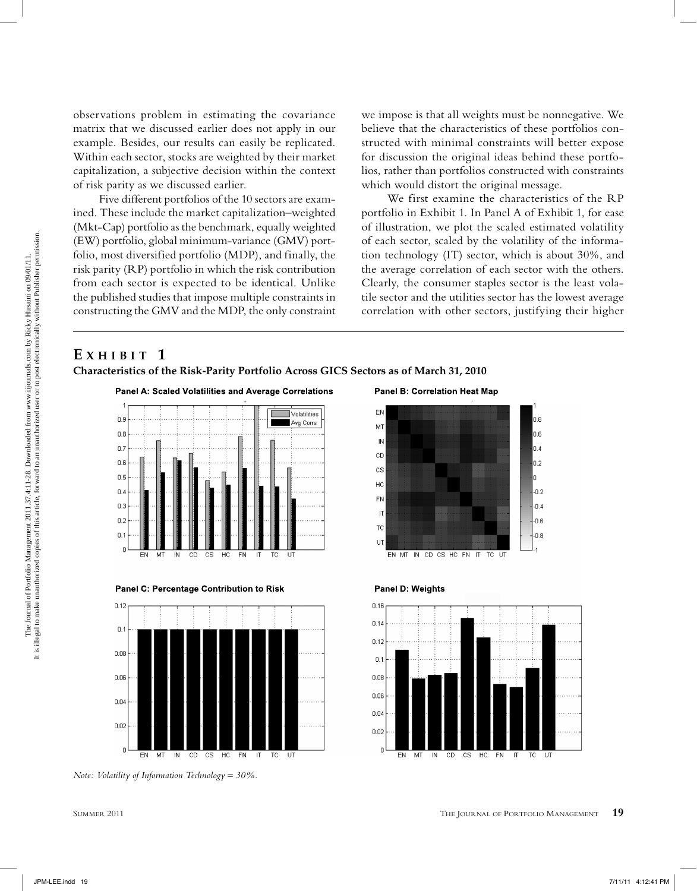observations problem in estimating the covariance matrix that we discussed earlier does not apply in our example. Besides, our results can easily be replicated. Within each sector, stocks are weighted by their market capitalization, a subjective decision within the context of risk parity as we discussed earlier.

Five different portfolios of the 10 sectors are examined. These include the market capitalization–weighted (Mkt-Cap) portfolio as the benchmark, equally weighted (EW) portfolio, global minimum-variance (GMV) portfolio, most diversified portfolio (MDP), and finally, the risk parity (RP) portfolio in which the risk contribution from each sector is expected to be identical. Unlike the published studies that impose multiple constraints in constructing the GMV and the MDP, the only constraint we impose is that all weights must be nonnegative. We believe that the characteristics of these portfolios constructed with minimal constraints will better expose for discussion the original ideas behind these portfolios, rather than portfolios constructed with constraints which would distort the original message.

We first examine the characteristics of the RP portfolio in Exhibit 1. In Panel A of Exhibit 1, for ease of illustration, we plot the scaled estimated volatility of each sector, scaled by the volatility of the information technology (IT) sector, which is about 30%, and the average correlation of each sector with the others. Clearly, the consumer staples sector is the least volatile sector and the utilities sector has the lowest average correlation with other sectors, justifying their higher

## Exhibit 1

**Characteristics of the Risk-Parity Portfolio Across GICS Sectors as of March 31, 2010**

*Note: Volatility of Information Technology = 30%.*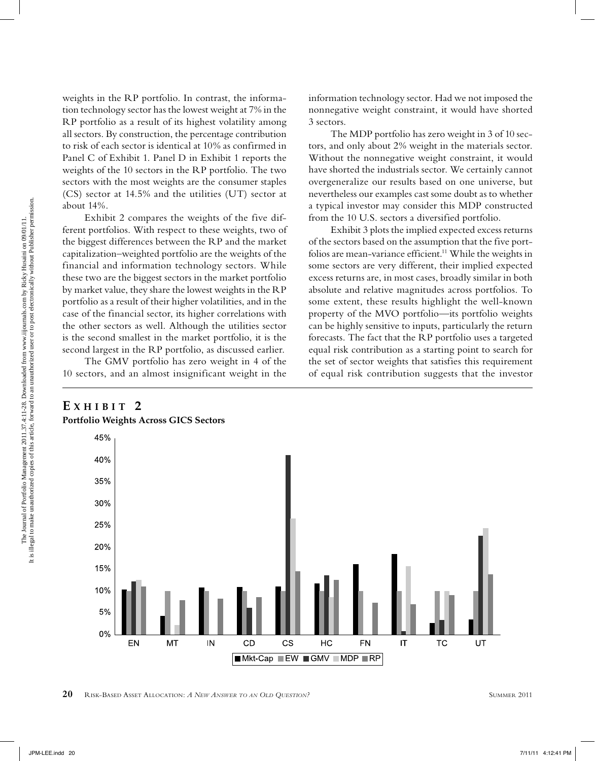weights in the RP portfolio. In contrast, the information technology sector has the lowest weight at 7% in the RP portfolio as a result of its highest volatility among all sectors. By construction, the percentage contribution to risk of each sector is identical at 10% as confirmed in Panel C of Exhibit 1. Panel D in Exhibit 1 reports the weights of the 10 sectors in the RP portfolio. The two sectors with the most weights are the consumer staples (CS) sector at 14.5% and the utilities (UT) sector at about 14%.

Exhibit 2 compares the weights of the five different portfolios. With respect to these weights, two of the biggest differences between the RP and the market capitalization–weighted portfolio are the weights of the financial and information technology sectors. While these two are the biggest sectors in the market portfolio by market value, they share the lowest weights in the RP portfolio as a result of their higher volatilities, and in the case of the financial sector, its higher correlations with the other sectors as well. Although the utilities sector is the second smallest in the market portfolio, it is the second largest in the RP portfolio, as discussed earlier.

The GMV portfolio has zero weight in 4 of the 10 sectors, and an almost insignificant weight in the information technology sector. Had we not imposed the nonnegative weight constraint, it would have shorted 3 sectors.

The MDP portfolio has zero weight in 3 of 10 sectors, and only about 2% weight in the materials sector. Without the nonnegative weight constraint, it would have shorted the industrials sector. We certainly cannot overgeneralize our results based on one universe, but nevertheless our examples cast some doubt as to whether a typical investor may consider this MDP constructed from the 10 U.S. sectors a diversified portfolio.

Exhibit 3 plots the implied expected excess returns of the sectors based on the assumption that the five portfolios are mean-variance efficient.[11] While the weights in some sectors are very different, their implied expected excess returns are, in most cases, broadly similar in both absolute and relative magnitudes across portfolios. To some extent, these results highlight the well-known property of the MVO portfolio—its portfolio weights can be highly sensitive to inputs, particularly the return forecasts. The fact that the RP portfolio uses a targeted equal risk contribution as a starting point to search for the set of sector weights that satisfies this requirement of equal risk contribution suggests that the investor

**Exhibit 2**

**Portfolio Weights Across GICS Sectors**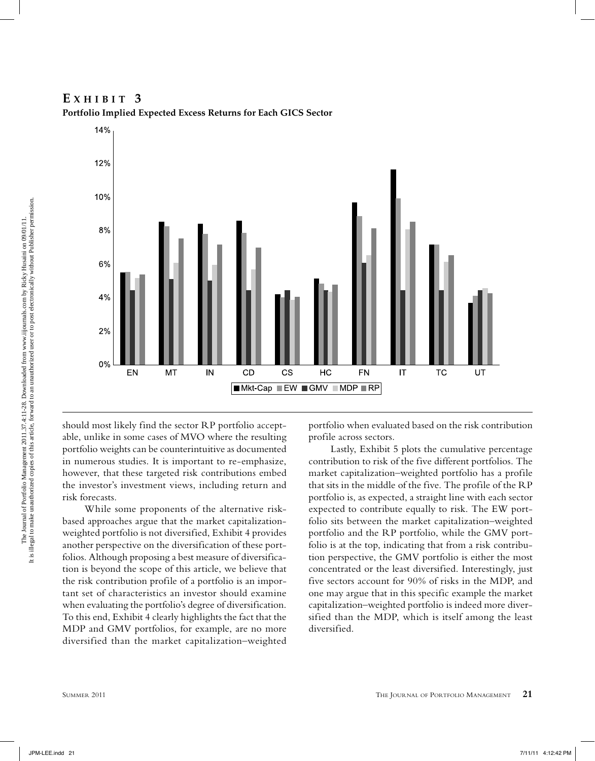## EXHIBIT 3

**Portfolio Implied Expected Excess Returns for Each GICS Sector**

should most likely find the sector RP portfolio acceptable, unlike in some cases of MVO where the resulting portfolio weights can be counterintuitive as documented in numerous studies. It is important to re-emphasize, however, that these targeted risk contributions embed the investor's investment views, including return and risk forecasts.

While some proponents of the alternative risk-based approaches argue that the market capitalization–weighted portfolio is not diversified, Exhibit 4 provides another perspective on the diversification of these portfolios. Although proposing a best measure of diversification is beyond the scope of this article, we believe that the risk contribution profile of a portfolio is an important set of characteristics an investor should examine when evaluating the portfolio's degree of diversification. To this end, Exhibit 4 clearly highlights the fact that the MDP and GMV portfolios, for example, are no more diversified than the market capitalization–weighted portfolio when evaluated based on the risk contribution profile across sectors.

Lastly, Exhibit 5 plots the cumulative percentage contribution to risk of the five different portfolios. The market capitalization–weighted portfolio has a profile that sits in the middle of the five. The profile of the RP portfolio is, as expected, a straight line with each sector expected to contribute equally to risk. The EW portfolio sits between the market capitalization–weighted portfolio and the RP portfolio, while the GMV portfolio is at the top, indicating that from a risk contribution perspective, the GMV portfolio is either the most concentrated or the least diversified. Interestingly, just five sectors account for 90% of risks in the MDP, and one may argue that in this specific example the market capitalization–weighted portfolio is indeed more diversified than the MDP, which is itself among the least diversified.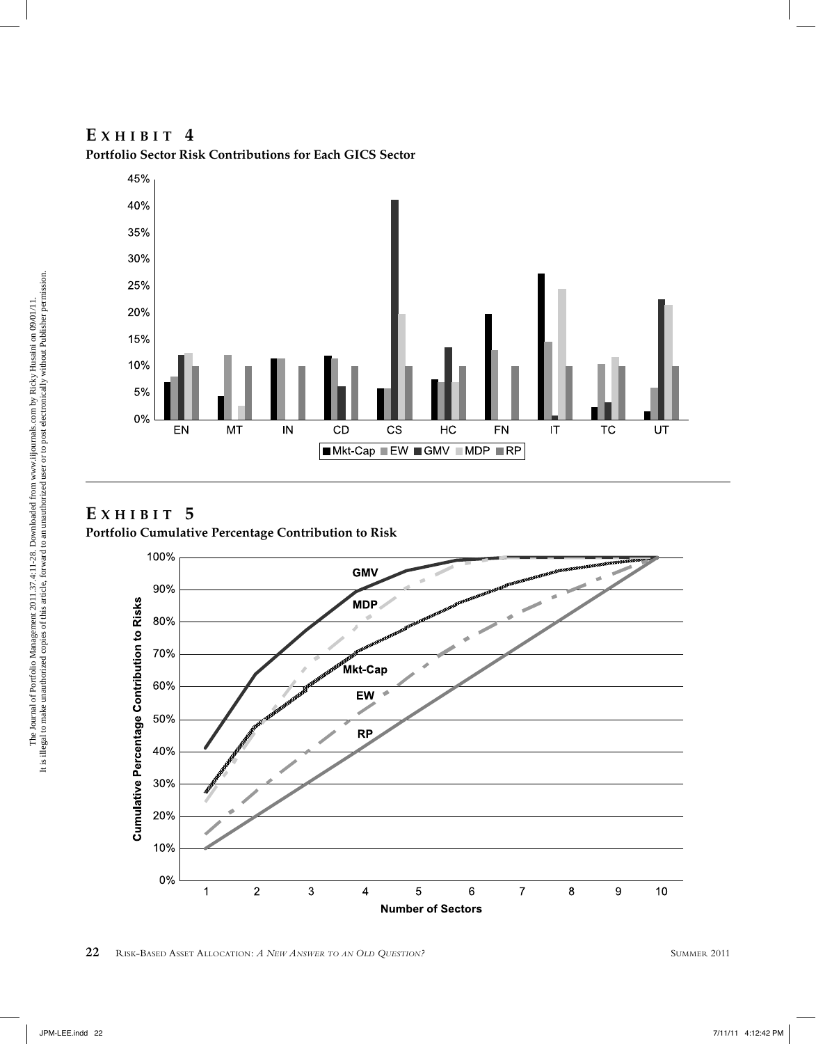# Exhibit 4

**Portfolio Sector Risk Contributions for Each GICS Sector**

# Exhibit 5

**Portfolio Cumulative Percentage Contribution to Risk**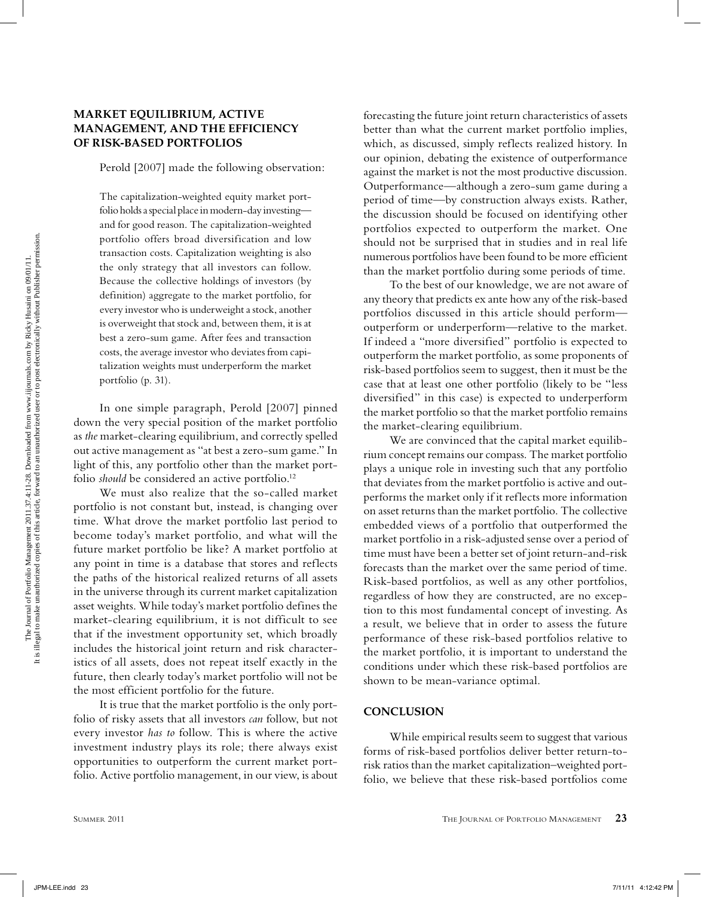## MARKET EQUILIBRIUM, ACTIVE MANAGEMENT, AND THE EFFICIENCY OF RISK-BASED PORTFOLIOS

Perold [2007] made the following observation:

> The capitalization-weighted equity market portfolio holds a special place in modern-day investing—and for good reason. The capitalization-weighted portfolio offers broad diversification and low transaction costs. Capitalization weighting is also the only strategy that all investors can follow. Because the collective holdings of investors (by definition) aggregate to the market portfolio, for every investor who is underweight a stock, another is overweight that stock and, between them, it is at best a zero-sum game. After fees and transaction costs, the average investor who deviates from capitalization weights must underperform the market portfolio (p. 31).

In one simple paragraph, Perold [2007] pinned down the very special position of the market portfolio as *the* market-clearing equilibrium, and correctly spelled out active management as "at best a zero-sum game." In light of this, any portfolio other than the market portfolio *should* be considered an active portfolio.[12]

We must also realize that the so-called market portfolio is not constant but, instead, is changing over time. What drove the market portfolio last period to become today's market portfolio, and what will the future market portfolio be like? A market portfolio at any point in time is a database that stores and reflects the paths of the historical realized returns of all assets in the universe through its current market capitalization asset weights. While today's market portfolio defines the market-clearing equilibrium, it is not difficult to see that if the investment opportunity set, which broadly includes the historical joint return and risk characteristics of all assets, does not repeat itself exactly in the future, then clearly today's market portfolio will not be the most efficient portfolio for the future.

It is true that the market portfolio is the only portfolio of risky assets that all investors *can* follow, but not every investor *has to* follow. This is where the active investment industry plays its role; there always exist opportunities to outperform the current market portfolio. Active portfolio management, in our view, is about forecasting the future joint return characteristics of assets better than what the current market portfolio implies, which, as discussed, simply reflects realized history. In our opinion, debating the existence of outperformance against the market is not the most productive discussion. Outperformance—although a zero-sum game during a period of time—by construction always exists. Rather, the discussion should be focused on identifying other portfolios expected to outperform the market. One should not be surprised that in studies and in real life numerous portfolios have been found to be more efficient than the market portfolio during some periods of time.

To the best of our knowledge, we are not aware of any theory that predicts ex ante how any of the risk-based portfolios discussed in this article should perform—outperform or underperform—relative to the market. If indeed a "more diversified" portfolio is expected to outperform the market portfolio, as some proponents of risk-based portfolios seem to suggest, then it must be the case that at least one other portfolio (likely to be "less diversified" in this case) is expected to underperform the market portfolio so that the market portfolio remains the market-clearing equilibrium.

We are convinced that the capital market equilibrium concept remains our compass. The market portfolio plays a unique role in investing such that any portfolio that deviates from the market portfolio is active and outperforms the market only if it reflects more information on asset returns than the market portfolio. The collective embedded views of a portfolio that outperformed the market portfolio in a risk-adjusted sense over a period of time must have been a better set of joint return-and-risk forecasts than the market over the same period of time. Risk-based portfolios, as well as any other portfolios, regardless of how they are constructed, are no exception to this most fundamental concept of investing. As a result, we believe that in order to assess the future performance of these risk-based portfolios relative to the market portfolio, it is important to understand the conditions under which these risk-based portfolios are shown to be mean-variance optimal.

## CONCLUSION

While empirical results seem to suggest that various forms of risk-based portfolios deliver better return-to-risk ratios than the market capitalization–weighted portfolio, we believe that these risk-based portfolios come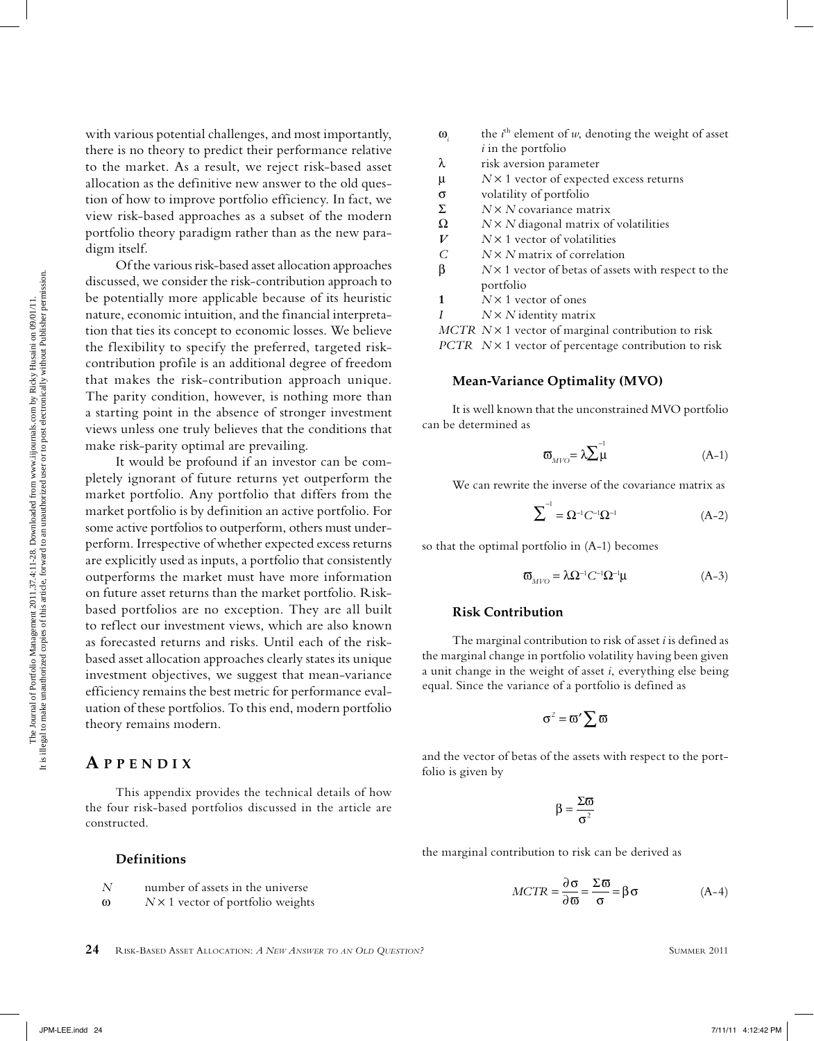with various potential challenges, and most importantly, there is no theory to predict their performance relative to the market. As a result, we reject risk-based asset allocation as the definitive new answer to the old question of how to improve portfolio efficiency. In fact, we view risk-based approaches as a subset of the modern portfolio theory paradigm rather than as the new paradigm itself.

Of the various risk-based asset allocation approaches discussed, we consider the risk-contribution approach to be potentially more applicable because of its heuristic nature, economic intuition, and the financial interpretation that ties its concept to economic losses. We believe the flexibility to specify the preferred, targeted risk-contribution profile is an additional degree of freedom that makes the risk-contribution approach unique. The parity condition, however, is nothing more than a starting point in the absence of stronger investment views unless one truly believes that the conditions that make risk-parity optimal are prevailing.

It would be profound if an investor can be completely ignorant of future returns yet outperform the market portfolio. Any portfolio that differs from the market portfolio is by definition an active portfolio. For some active portfolios to outperform, others must underperform. Irrespective of whether expected excess returns are explicitly used as inputs, a portfolio that consistently outperforms the market must have more information on future asset returns than the market portfolio. Risk-based portfolios are no exception. They are all built to reflect our investment views, which are also known as forecasted returns and risks. Until each of the risk-based asset allocation approaches clearly states its unique investment objectives, we suggest that mean-variance efficiency remains the best metric for performance evaluation of these portfolios. To this end, modern portfolio theory remains modern.

# Appendix

This appendix provides the technical details of how the four risk-based portfolios discussed in the article are constructed.

### Definitions

- $N$ — number of assets in the universe
- $\omega$ — $N \times 1$ vector of portfolio weights
- $\omega_i$ — the $i^{th}$ element of $w$, denoting the weight of asset $i$ in the portfolio
- $\lambda$ — risk aversion parameter
- $\mu$ — $N \times 1$ vector of expected excess returns
- $\sigma$ — volatility of portfolio
- $\Sigma$ — $N \times N$ covariance matrix
- $\Omega$ — $N \times N$ diagonal matrix of volatilities
- $V$ — $N \times 1$ vector of volatilities
- $C$ — $N \times N$ matrix of correlation
- $\beta$ — $N \times 1$ vector of betas of assets with respect to the portfolio
- $\mathbf{1}$ — $N \times 1$ vector of ones
- $I$ — $N \times N$ identity matrix
- $MCTR$ — $N \times 1$ vector of marginal contribution to risk
- $PCTR$ — $N \times 1$ vector of percentage contribution to risk

### Mean-Variance Optimality (MVO)

It is well known that the unconstrained MVO portfolio can be determined as

$$\varpi_{MVO} = \lambda \Sigma^{-1} \mu \tag{A-1}$$

We can rewrite the inverse of the covariance matrix as

$$\Sigma^{-1} = \Omega^{-1} C^{-1} \Omega^{-1} \tag{A-2}$$

so that the optimal portfolio in (A-1) becomes

$$\varpi_{MVO} = \lambda \Omega^{-1} C^{-1} \Omega^{-1} \mu \tag{A-3}$$

### Risk Contribution

The marginal contribution to risk of asset $i$ is defined as the marginal change in portfolio volatility having been given a unit change in the weight of asset $i$, everything else being equal. Since the variance of a portfolio is defined as

$$\sigma^2 = \varpi' \Sigma \varpi$$

and the vector of betas of the assets with respect to the portfolio is given by

$$\beta = \frac{\Sigma \varpi}{\sigma^2}$$

the marginal contribution to risk can be derived as

$$MCTR = \frac{\partial \sigma}{\partial \varpi} = \frac{\Sigma \varpi}{\sigma} = \beta \sigma \tag{A-4}$$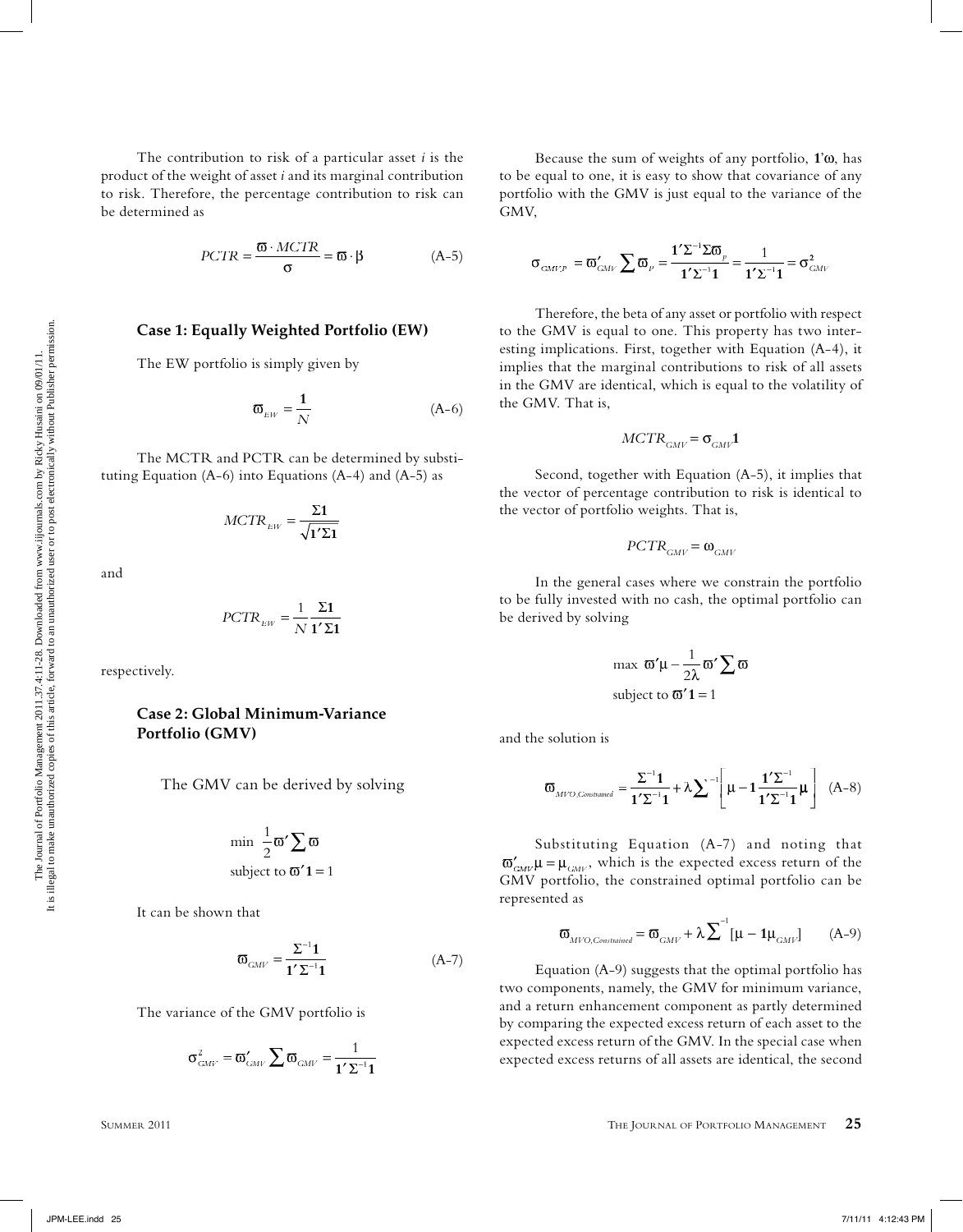The contribution to risk of a particular asset *i* is the product of the weight of asset *i* and its marginal contribution to risk. Therefore, the percentage contribution to risk can be determined as

$$PCTR = \frac{\varpi \cdot MCTR}{\sigma} = \varpi \cdot \beta \tag{A-5}$$

### Case 1: Equally Weighted Portfolio (EW)

The EW portfolio is simply given by

$$\varpi_{EW} = \frac{\mathbf{1}}{N} \tag{A-6}$$

The MCTR and PCTR can be determined by substituting Equation (A-6) into Equations (A-4) and (A-5) as

$$MCTR_{EW} = \frac{\Sigma\mathbf{1}}{\sqrt{\mathbf{1}'\Sigma\mathbf{1}}}$$

and

$$PCTR_{EW} = \frac{1}{N}\frac{\Sigma\mathbf{1}}{\mathbf{1}'\Sigma\mathbf{1}}$$

respectively.

### Case 2: Global Minimum-Variance Portfolio (GMV)

The GMV can be derived by solving

$$\min \ \frac{1}{2}\varpi'\sum\varpi$$
$$\text{subject to } \varpi'\mathbf{1} = 1$$

It can be shown that

$$\varpi_{GMV} = \frac{\Sigma^{-1}\mathbf{1}}{\mathbf{1}'\Sigma^{-1}\mathbf{1}} \tag{A-7}$$

The variance of the GMV portfolio is

$$\sigma^2_{GMV} = \varpi'_{GMV}\sum\varpi_{GMV} = \frac{1}{\mathbf{1}'\Sigma^{-1}\mathbf{1}}$$

Because the sum of weights of any portfolio, $\mathbf{1}'\omega$, has to be equal to one, it is easy to show that covariance of any portfolio with the GMV is just equal to the variance of the GMV,

$$\sigma_{GMV,P} = \varpi'_{GMV}\sum\varpi_P = \frac{\mathbf{1}'\Sigma^{-1}\Sigma\varpi_P}{\mathbf{1}'\Sigma^{-1}\mathbf{1}} = \frac{1}{\mathbf{1}'\Sigma^{-1}\mathbf{1}} = \sigma^2_{GMV}$$

Therefore, the beta of any asset or portfolio with respect to the GMV is equal to one. This property has two interesting implications. First, together with Equation (A-4), it implies that the marginal contributions to risk of all assets in the GMV are identical, which is equal to the volatility of the GMV. That is,

$$MCTR_{GMV} = \sigma_{GMV}\mathbf{1}$$

Second, together with Equation (A-5), it implies that the vector of percentage contribution to risk is identical to the vector of portfolio weights. That is,

$$PCTR_{GMV} = \omega_{GMV}$$

In the general cases where we constrain the portfolio to be fully invested with no cash, the optimal portfolio can be derived by solving

$$\max \ \varpi'\mu - \frac{1}{2\lambda}\varpi'\sum\varpi$$
$$\text{subject to } \varpi'\mathbf{1} = 1$$

and the solution is

$$\varpi_{MVO,Constrained} = \frac{\Sigma^{-1}\mathbf{1}}{\mathbf{1}'\Sigma^{-1}\mathbf{1}} + \lambda\sum^{-1}\left[\mu - \mathbf{1}\frac{\mathbf{1}'\Sigma^{-1}}{\mathbf{1}'\Sigma^{-1}\mathbf{1}}\mu\right] \tag{A-8}$$

Substituting Equation (A-7) and noting that $\varpi'_{GMV}\mu = \mu_{GMV}$, which is the expected excess return of the GMV portfolio, the constrained optimal portfolio can be represented as

$$\varpi_{MVO,Constrained} = \varpi_{GMV} + \lambda\sum^{-1}[\mu - \mathbf{1}\mu_{GMV}] \tag{A-9}$$

Equation (A-9) suggests that the optimal portfolio has two components, namely, the GMV for minimum variance, and a return enhancement component as partly determined by comparing the expected excess return of each asset to the expected excess return of the GMV. In the special case when expected excess returns of all assets are identical, the second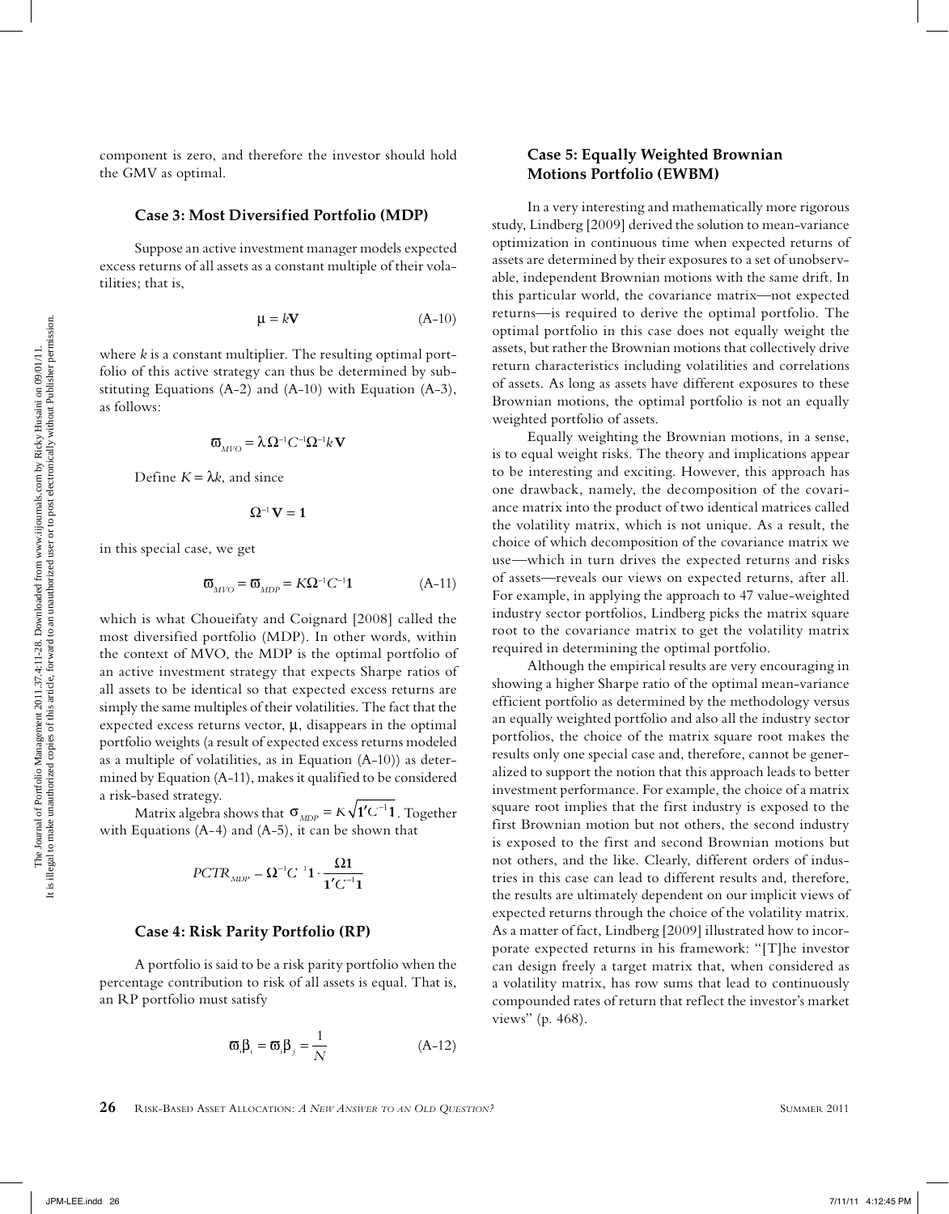component is zero, and therefore the investor should hold the GMV as optimal.

### Case 3: Most Diversified Portfolio (MDP)

Suppose an active investment manager models expected excess returns of all assets as a constant multiple of their volatilities; that is,

$$\mu = k\mathbf{V} \tag{A-10}$$

where $k$ is a constant multiplier. The resulting optimal portfolio of this active strategy can thus be determined by substituting Equations (A-2) and (A-10) with Equation (A-3), as follows:

$$\varpi_{MVO} = \lambda\,\Omega^{-1}C^{-1}\Omega^{-1}k\mathbf{V}$$

Define $K = \lambda k$, and since

$$\Omega^{-1}\mathbf{V} = \mathbf{1}$$

in this special case, we get

$$\varpi_{MVO} = \varpi_{MDP} = K\Omega^{-1}C^{-1}\mathbf{1} \tag{A-11}$$

which is what Choueifaty and Coignard [2008] called the most diversified portfolio (MDP). In other words, within the context of MVO, the MDP is the optimal portfolio of an active investment strategy that expects Sharpe ratios of all assets to be identical so that expected excess returns are simply the same multiples of their volatilities. The fact that the expected excess returns vector, $\mu$, disappears in the optimal portfolio weights (a result of expected excess returns modeled as a multiple of volatilities, as in Equation (A-10)) as determined by Equation (A-11), makes it qualified to be considered a risk-based strategy.

Matrix algebra shows that $\sigma_{MDP} = K\sqrt{\mathbf{1}'C^{-1}\mathbf{1}}$. Together with Equations (A-4) and (A-5), it can be shown that

$$PCTR_{MDP} = \Omega^{-1}C^{-1}\mathbf{1} \cdot \frac{\Omega\mathbf{1}}{\mathbf{1}'C^{-1}\mathbf{1}}$$

### Case 4: Risk Parity Portfolio (RP)

A portfolio is said to be a risk parity portfolio when the percentage contribution to risk of all assets is equal. That is, an RP portfolio must satisfy

$$\varpi_i\beta_i = \varpi_j\beta_j = \frac{1}{N} \tag{A-12}$$

### Case 5: Equally Weighted Brownian Motions Portfolio (EWBM)

In a very interesting and mathematically more rigorous study, Lindberg [2009] derived the solution to mean-variance optimization in continuous time when expected returns of assets are determined by their exposures to a set of unobservable, independent Brownian motions with the same drift. In this particular world, the covariance matrix—not expected returns—is required to derive the optimal portfolio. The optimal portfolio in this case does not equally weight the assets, but rather the Brownian motions that collectively drive return characteristics including volatilities and correlations of assets. As long as assets have different exposures to these Brownian motions, the optimal portfolio is not an equally weighted portfolio of assets.

Equally weighting the Brownian motions, in a sense, is to equal weight risks. The theory and implications appear to be interesting and exciting. However, this approach has one drawback, namely, the decomposition of the covariance matrix into the product of two identical matrices called the volatility matrix, which is not unique. As a result, the choice of which decomposition of the covariance matrix we use—which in turn drives the expected returns and risks of assets—reveals our views on expected returns, after all. For example, in applying the approach to 47 value-weighted industry sector portfolios, Lindberg picks the matrix square root to the covariance matrix to get the volatility matrix required in determining the optimal portfolio.

Although the empirical results are very encouraging in showing a higher Sharpe ratio of the optimal mean-variance efficient portfolio as determined by the methodology versus an equally weighted portfolio and also all the industry sector portfolios, the choice of the matrix square root makes the results only one special case and, therefore, cannot be generalized to support the notion that this approach leads to better investment performance. For example, the choice of a matrix square root implies that the first industry is exposed to the first Brownian motion but not others, the second industry is exposed to the first and second Brownian motions but not others, and the like. Clearly, different orders of industries in this case can lead to different results and, therefore, the results are ultimately dependent on our implicit views of expected returns through the choice of the volatility matrix. As a matter of fact, Lindberg [2009] illustrated how to incorporate expected returns in his framework: "[T]he investor can design freely a target matrix that, when considered as a volatility matrix, has row sums that lead to continuously compounded rates of return that reflect the investor's market views" (p. 468).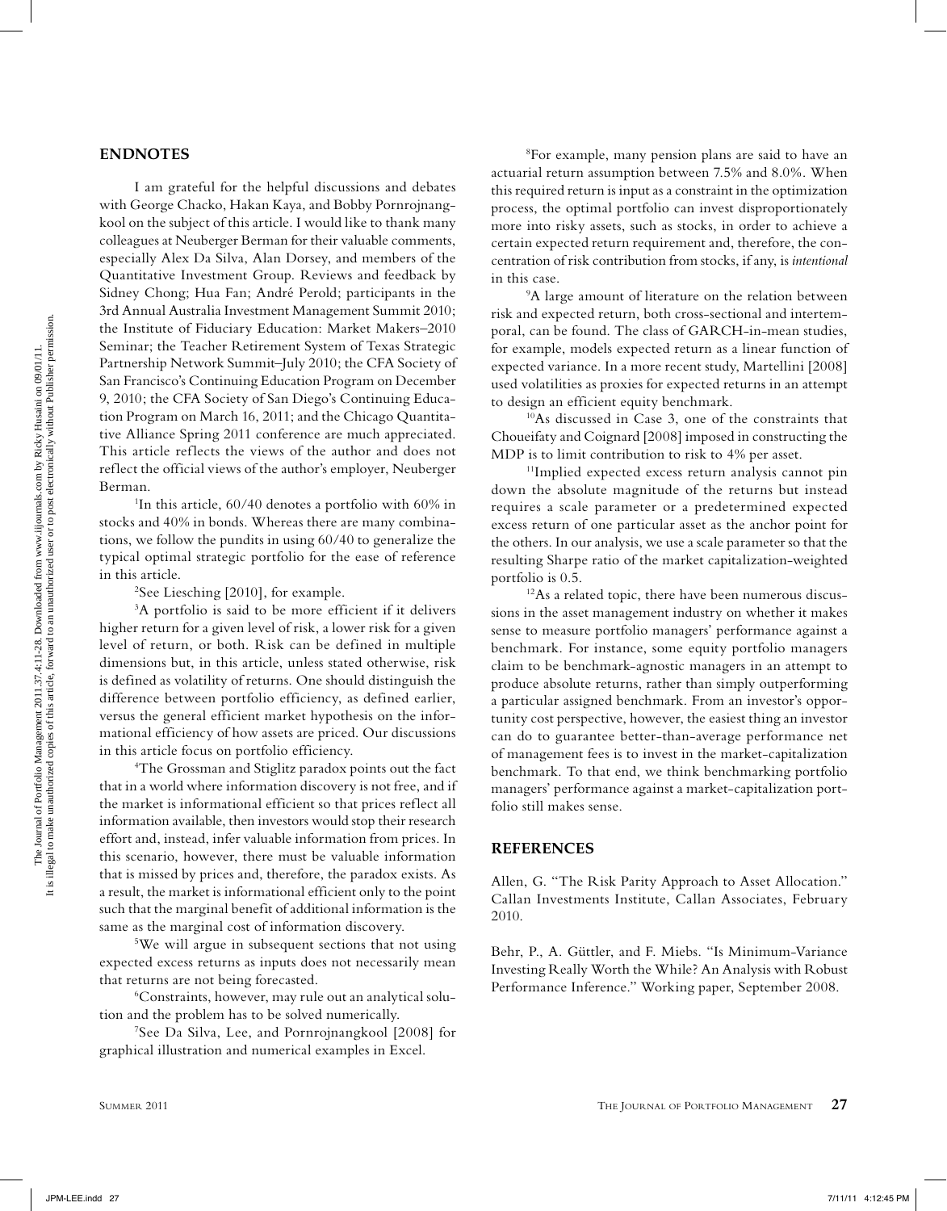## ENDNOTES

I am grateful for the helpful discussions and debates with George Chacko, Hakan Kaya, and Bobby Pornrojnangkool on the subject of this article. I would like to thank many colleagues at Neuberger Berman for their valuable comments, especially Alex Da Silva, Alan Dorsey, and members of the Quantitative Investment Group. Reviews and feedback by Sidney Chong; Hua Fan; André Perold; participants in the 3rd Annual Australia Investment Management Summit 2010; the Institute of Fiduciary Education: Market Makers–2010 Seminar; the Teacher Retirement System of Texas Strategic Partnership Network Summit–July 2010; the CFA Society of San Francisco's Continuing Education Program on December 9, 2010; the CFA Society of San Diego's Continuing Education Program on March 16, 2011; and the Chicago Quantitative Alliance Spring 2011 conference are much appreciated. This article reflects the views of the author and does not reflect the official views of the author's employer, Neuberger Berman.

[1]In this article, 60/40 denotes a portfolio with 60% in stocks and 40% in bonds. Whereas there are many combinations, we follow the pundits in using 60/40 to generalize the typical optimal strategic portfolio for the ease of reference in this article.

[2]See Liesching [2010], for example.

[3]A portfolio is said to be more efficient if it delivers higher return for a given level of risk, a lower risk for a given level of return, or both. Risk can be defined in multiple dimensions but, in this article, unless stated otherwise, risk is defined as volatility of returns. One should distinguish the difference between portfolio efficiency, as defined earlier, versus the general efficient market hypothesis on the informational efficiency of how assets are priced. Our discussions in this article focus on portfolio efficiency.

[4]The Grossman and Stiglitz paradox points out the fact that in a world where information discovery is not free, and if the market is informational efficient so that prices reflect all information available, then investors would stop their research effort and, instead, infer valuable information from prices. In this scenario, however, there must be valuable information that is missed by prices and, therefore, the paradox exists. As a result, the market is informational efficient only to the point such that the marginal benefit of additional information is the same as the marginal cost of information discovery.

[5]We will argue in subsequent sections that not using expected excess returns as inputs does not necessarily mean that returns are not being forecasted.

[6]Constraints, however, may rule out an analytical solution and the problem has to be solved numerically.

[7]See Da Silva, Lee, and Pornrojnangkool [2008] for graphical illustration and numerical examples in Excel.

[8]For example, many pension plans are said to have an actuarial return assumption between 7.5% and 8.0%. When this required return is input as a constraint in the optimization process, the optimal portfolio can invest disproportionately more into risky assets, such as stocks, in order to achieve a certain expected return requirement and, therefore, the concentration of risk contribution from stocks, if any, is *intentional* in this case.

[9]A large amount of literature on the relation between risk and expected return, both cross-sectional and intertemporal, can be found. The class of GARCH-in-mean studies, for example, models expected return as a linear function of expected variance. In a more recent study, Martellini [2008] used volatilities as proxies for expected returns in an attempt to design an efficient equity benchmark.

[10]As discussed in Case 3, one of the constraints that Choueifaty and Coignard [2008] imposed in constructing the MDP is to limit contribution to risk to 4% per asset.

[11]Implied expected excess return analysis cannot pin down the absolute magnitude of the returns but instead requires a scale parameter or a predetermined expected excess return of one particular asset as the anchor point for the others. In our analysis, we use a scale parameter so that the resulting Sharpe ratio of the market capitalization-weighted portfolio is 0.5.

[12]As a related topic, there have been numerous discussions in the asset management industry on whether it makes sense to measure portfolio managers' performance against a benchmark. For instance, some equity portfolio managers claim to be benchmark-agnostic managers in an attempt to produce absolute returns, rather than simply outperforming a particular assigned benchmark. From an investor's opportunity cost perspective, however, the easiest thing an investor can do to guarantee better-than-average performance net of management fees is to invest in the market-capitalization benchmark. To that end, we think benchmarking portfolio managers' performance against a market-capitalization portfolio still makes sense.

## REFERENCES

Allen, G. "The Risk Parity Approach to Asset Allocation." Callan Investments Institute, Callan Associates, February 2010.

Behr, P., A. Güttler, and F. Miebs. "Is Minimum-Variance Investing Really Worth the While? An Analysis with Robust Performance Inference." Working paper, September 2008.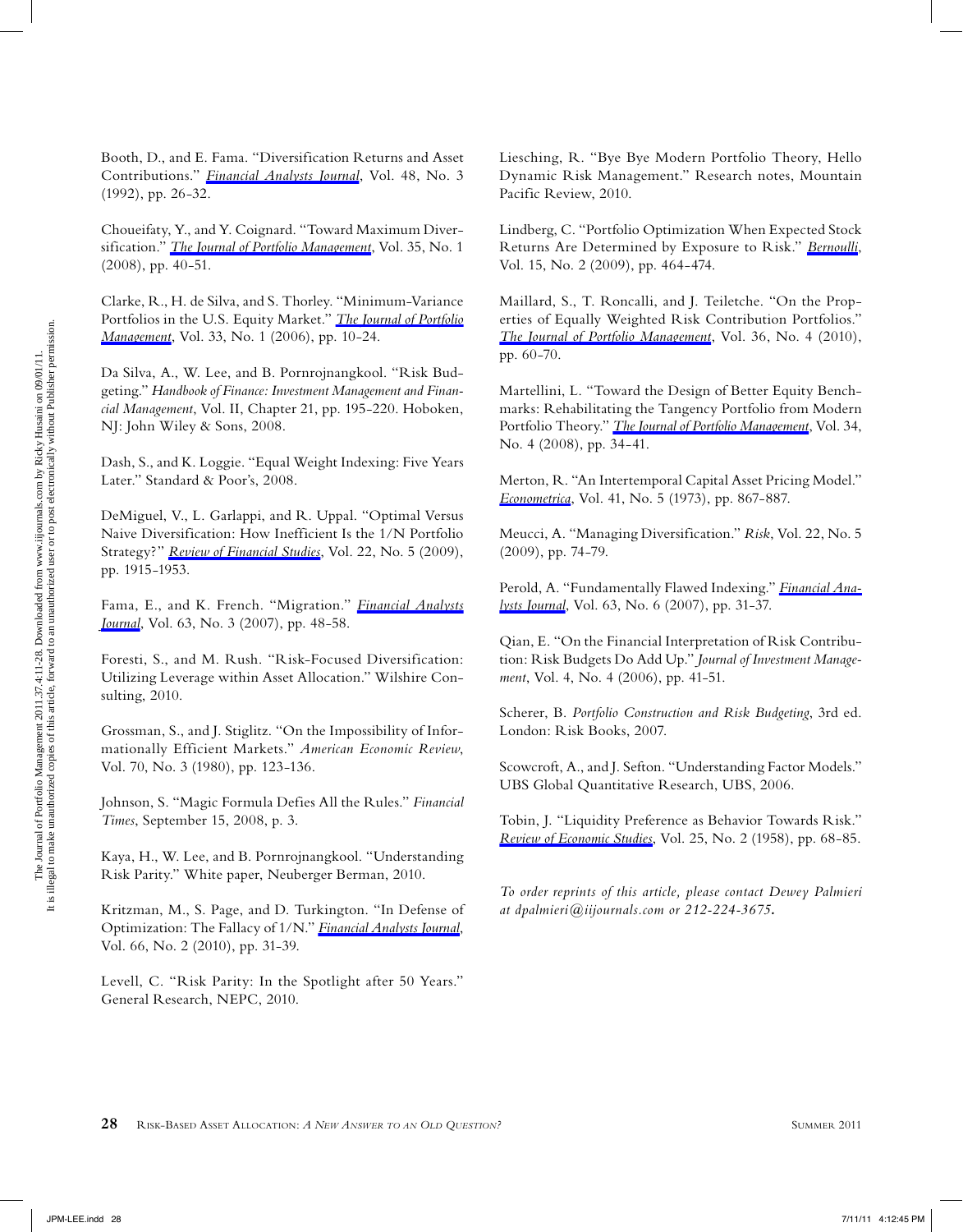Booth, D., and E. Fama. "Diversification Returns and Asset Contributions." *Financial Analysts Journal*, Vol. 48, No. 3 (1992), pp. 26-32.

Choueifaty, Y., and Y. Coignard. "Toward Maximum Diversification." *The Journal of Portfolio Management*, Vol. 35, No. 1 (2008), pp. 40-51.

Clarke, R., H. de Silva, and S. Thorley. "Minimum-Variance Portfolios in the U.S. Equity Market." *The Journal of Portfolio Management*, Vol. 33, No. 1 (2006), pp. 10-24.

Da Silva, A., W. Lee, and B. Pornrojnangkool. "Risk Budgeting." *Handbook of Finance: Investment Management and Financial Management*, Vol. II, Chapter 21, pp. 195-220. Hoboken, NJ: John Wiley & Sons, 2008.

Dash, S., and K. Loggie. "Equal Weight Indexing: Five Years Later." Standard & Poor's, 2008.

DeMiguel, V., L. Garlappi, and R. Uppal. "Optimal Versus Naive Diversification: How Inefficient Is the 1/N Portfolio Strategy?" *Review of Financial Studies*, Vol. 22, No. 5 (2009), pp. 1915-1953.

Fama, E., and K. French. "Migration." *Financial Analysts Journal*, Vol. 63, No. 3 (2007), pp. 48-58.

Foresti, S., and M. Rush. "Risk-Focused Diversification: Utilizing Leverage within Asset Allocation." Wilshire Consulting, 2010.

Grossman, S., and J. Stiglitz. "On the Impossibility of Informationally Efficient Markets." *American Economic Review*, Vol. 70, No. 3 (1980), pp. 123-136.

Johnson, S. "Magic Formula Defies All the Rules." *Financial Times*, September 15, 2008, p. 3.

Kaya, H., W. Lee, and B. Pornrojnangkool. "Understanding Risk Parity." White paper, Neuberger Berman, 2010.

Kritzman, M., S. Page, and D. Turkington. "In Defense of Optimization: The Fallacy of 1/N." *Financial Analysts Journal*, Vol. 66, No. 2 (2010), pp. 31-39.

Levell, C. "Risk Parity: In the Spotlight after 50 Years." General Research, NEPC, 2010.

Liesching, R. "Bye Bye Modern Portfolio Theory, Hello Dynamic Risk Management." Research notes, Mountain Pacific Review, 2010.

Lindberg, C. "Portfolio Optimization When Expected Stock Returns Are Determined by Exposure to Risk." *Bernoulli*, Vol. 15, No. 2 (2009), pp. 464-474.

Maillard, S., T. Roncalli, and J. Teiletche. "On the Properties of Equally Weighted Risk Contribution Portfolios." *The Journal of Portfolio Management*, Vol. 36, No. 4 (2010), pp. 60-70.

Martellini, L. "Toward the Design of Better Equity Benchmarks: Rehabilitating the Tangency Portfolio from Modern Portfolio Theory." *The Journal of Portfolio Management*, Vol. 34, No. 4 (2008), pp. 34-41.

Merton, R. "An Intertemporal Capital Asset Pricing Model." *Econometrica*, Vol. 41, No. 5 (1973), pp. 867-887.

Meucci, A. "Managing Diversification." *Risk*, Vol. 22, No. 5 (2009), pp. 74-79.

Perold, A. "Fundamentally Flawed Indexing." *Financial Analysts Journal*, Vol. 63, No. 6 (2007), pp. 31-37.

Qian, E. "On the Financial Interpretation of Risk Contribution: Risk Budgets Do Add Up." *Journal of Investment Management*, Vol. 4, No. 4 (2006), pp. 41-51.

Scherer, B. *Portfolio Construction and Risk Budgeting*, 3rd ed. London: Risk Books, 2007.

Scowcroft, A., and J. Sefton. "Understanding Factor Models." UBS Global Quantitative Research, UBS, 2006.

Tobin, J. "Liquidity Preference as Behavior Towards Risk." *Review of Economic Studies*, Vol. 25, No. 2 (1958), pp. 68-85.

*To order reprints of this article, please contact Dewey Palmieri at dpalmieri@iijournals.com or 212-224-3675.*